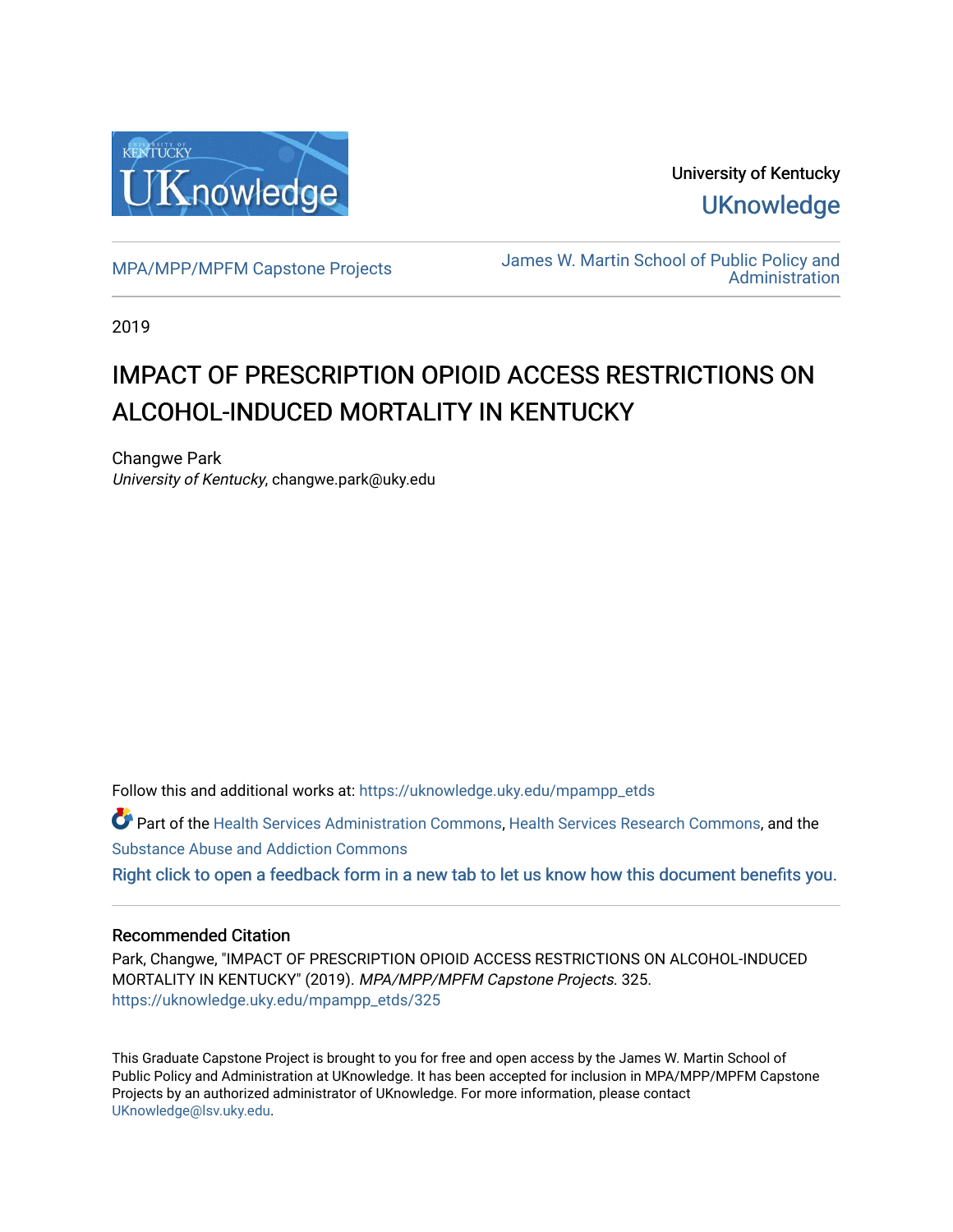University of Kentucky

UKnowledge

MPA/MPP/MPFM Capstone Projects

James W. Martin School of Public Policy and Administration

2019

# IMPACT OF PRESCRIPTION OPIOID ACCESS RESTRICTIONS ON ALCOHOL-INDUCED MORTALITY IN KENTUCKY

Changwe Park
*University of Kentucky*, changwe.park@uky.edu

Follow this and additional works at: https://uknowledge.uky.edu/mpampp_etds

Part of the Health Services Administration Commons, Health Services Research Commons, and the Substance Abuse and Addiction Commons

Right click to open a feedback form in a new tab to let us know how this document benefits you.

## Recommended Citation

Park, Changwe, "IMPACT OF PRESCRIPTION OPIOID ACCESS RESTRICTIONS ON ALCOHOL-INDUCED MORTALITY IN KENTUCKY" (2019). *MPA/MPP/MPFM Capstone Projects*. 325.
https://uknowledge.uky.edu/mpampp_etds/325

This Graduate Capstone Project is brought to you for free and open access by the James W. Martin School of Public Policy and Administration at UKnowledge. It has been accepted for inclusion in MPA/MPP/MPFM Capstone Projects by an authorized administrator of UKnowledge. For more information, please contact UKnowledge@lsv.uky.edu.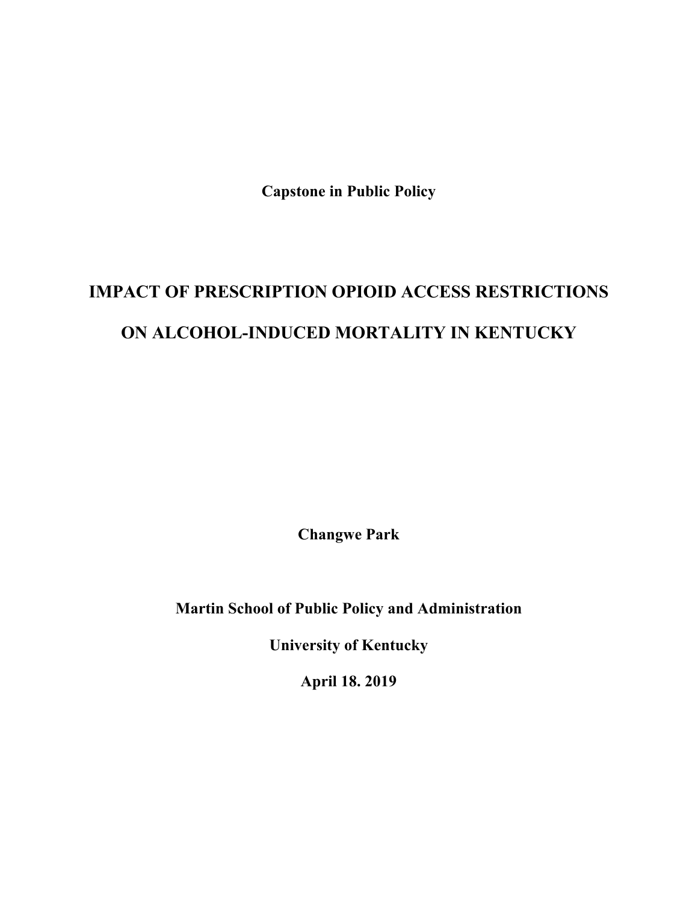**Capstone in Public Policy**

# IMPACT OF PRESCRIPTION OPIOID ACCESS RESTRICTIONS ON ALCOHOL-INDUCED MORTALITY IN KENTUCKY

**Changwe Park**

**Martin School of Public Policy and Administration**

**University of Kentucky**

**April 18. 2019**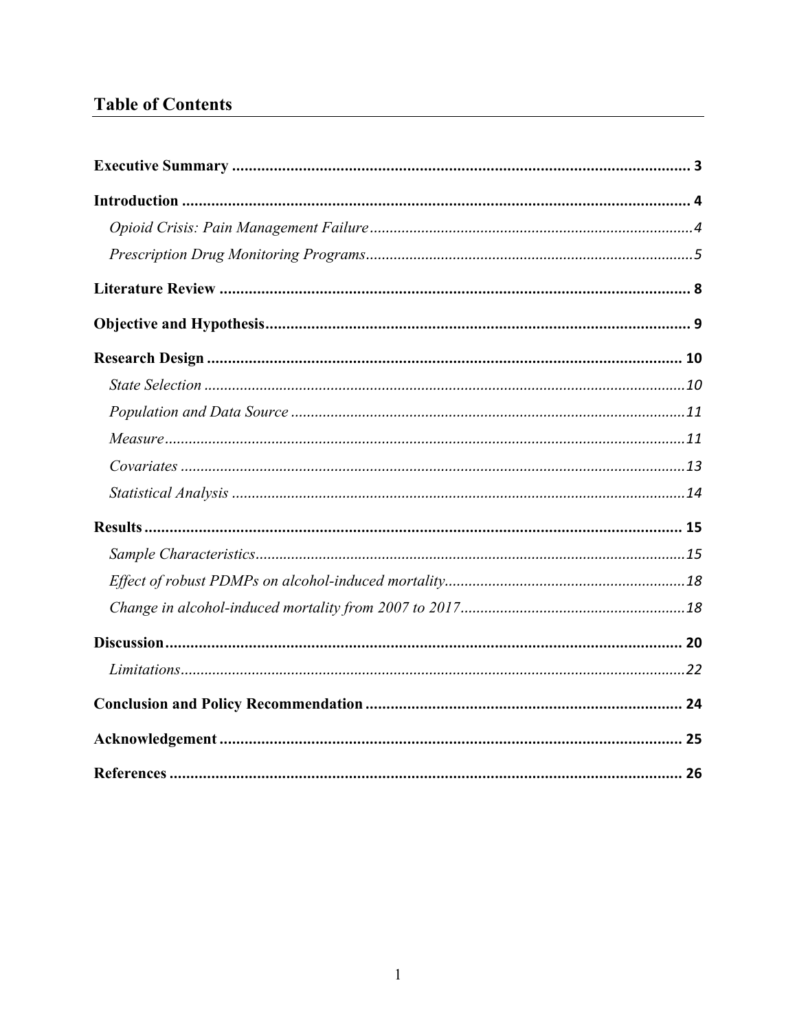## Table of Contents

**Executive Summary** ........................................................................................................ 3

**Introduction** .................................................................................................................. 4

*Opioid Crisis: Pain Management Failure* ............................................................................... 4

*Prescription Drug Monitoring Programs* ................................................................................ 5

**Literature Review** ......................................................................................................... 8

**Objective and Hypothesis** .............................................................................................. 9

**Research Design** ......................................................................................................... 10

*State Selection* .................................................................................................................. 10

*Population and Data Source* ............................................................................................... 11

*Measure* ............................................................................................................................ 11

*Covariates* ......................................................................................................................... 13

*Statistical Analysis* ........................................................................................................... 14

**Results** ........................................................................................................................ 15

*Sample Characteristics* ...................................................................................................... 15

*Effect of robust PDMPs on alcohol-induced mortality* ......................................................... 18

*Change in alcohol-induced mortality from 2007 to 2017* ...................................................... 18

**Discussion** ................................................................................................................... 20

*Limitations* ........................................................................................................................ 22

**Conclusion and Policy Recommendation** ..................................................................... 24

**Acknowledgement** ...................................................................................................... 25

**References** .................................................................................................................. 26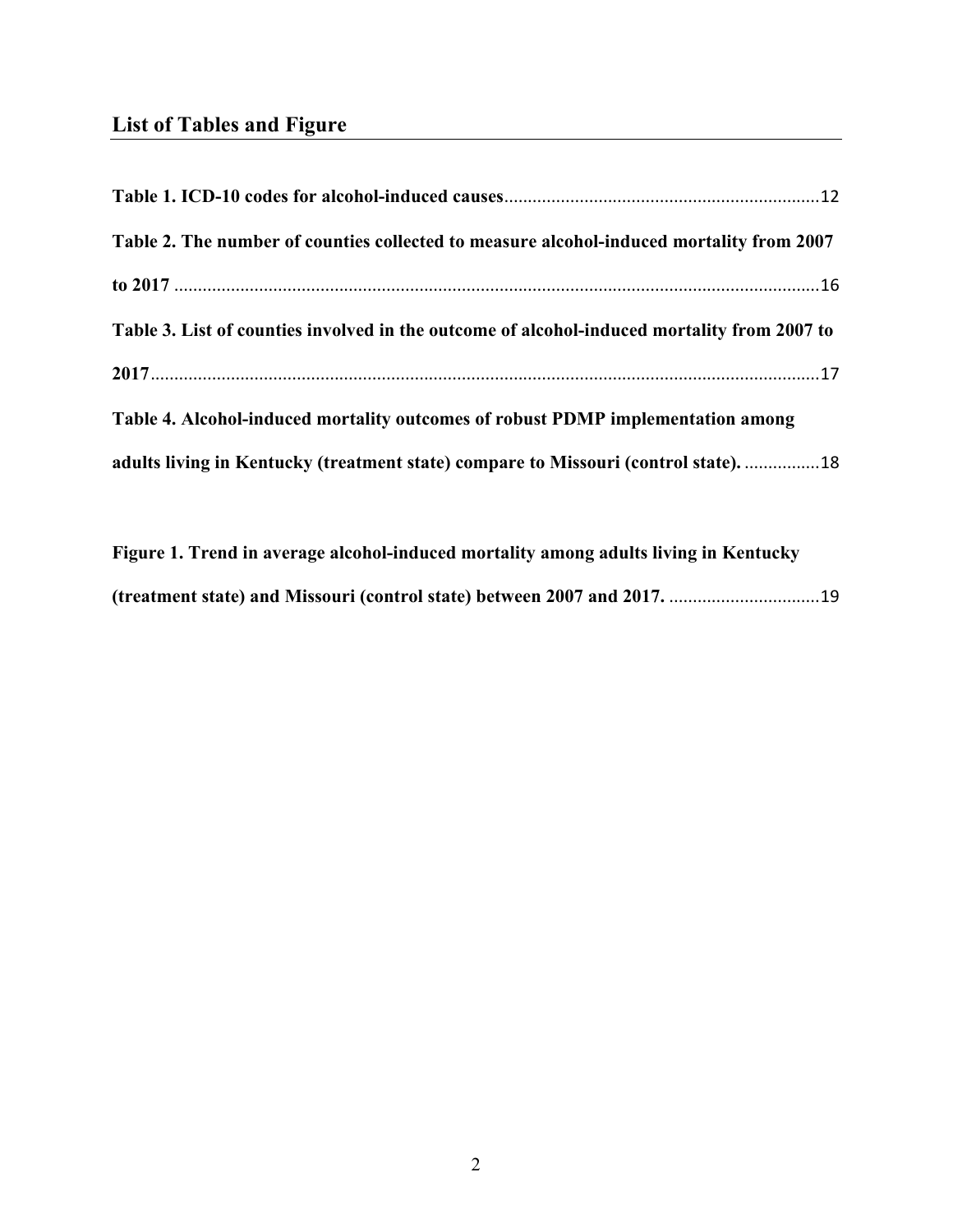## List of Tables and Figure

**Table 1. ICD-10 codes for alcohol-induced causes**..................................................................12

**Table 2. The number of counties collected to measure alcohol-induced mortality from 2007 to 2017** ........................................................................................................................................16

**Table 3. List of counties involved in the outcome of alcohol-induced mortality from 2007 to 2017**..............................................................................................................................................17

**Table 4. Alcohol-induced mortality outcomes of robust PDMP implementation among adults living in Kentucky (treatment state) compare to Missouri (control state).** ................18

**Figure 1. Trend in average alcohol-induced mortality among adults living in Kentucky (treatment state) and Missouri (control state) between 2007 and 2017.** ................................19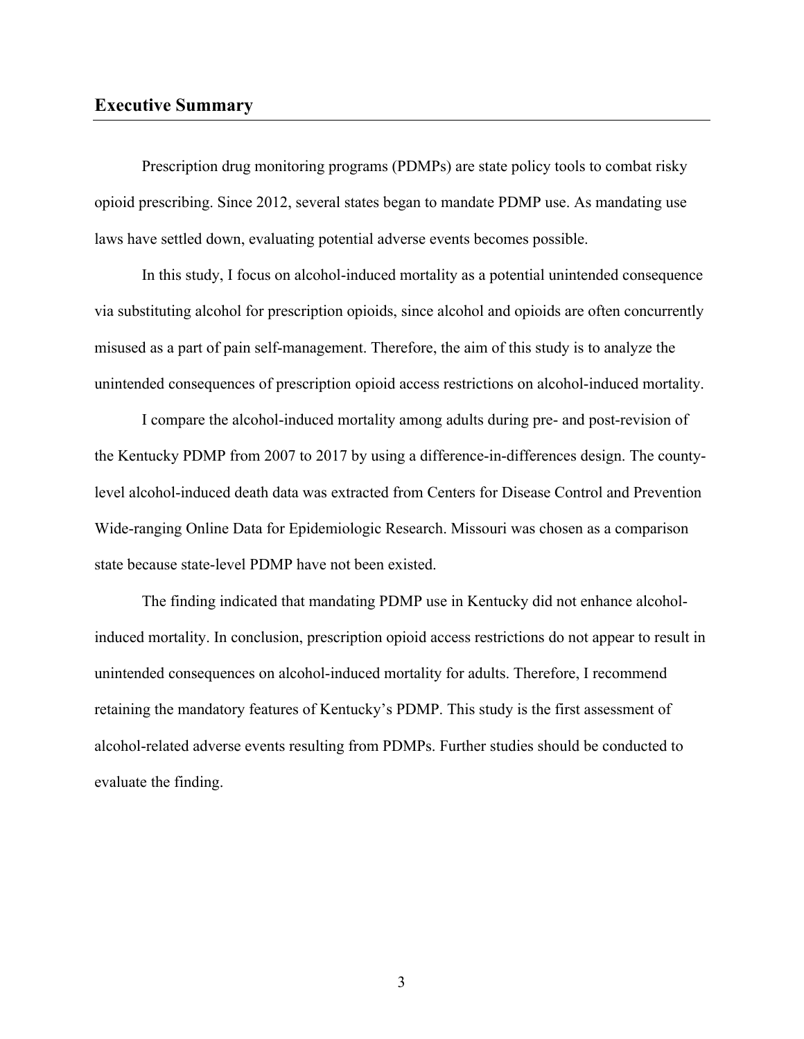## Executive Summary

Prescription drug monitoring programs (PDMPs) are state policy tools to combat risky opioid prescribing. Since 2012, several states began to mandate PDMP use. As mandating use laws have settled down, evaluating potential adverse events becomes possible.

In this study, I focus on alcohol-induced mortality as a potential unintended consequence via substituting alcohol for prescription opioids, since alcohol and opioids are often concurrently misused as a part of pain self-management. Therefore, the aim of this study is to analyze the unintended consequences of prescription opioid access restrictions on alcohol-induced mortality.

I compare the alcohol-induced mortality among adults during pre- and post-revision of the Kentucky PDMP from 2007 to 2017 by using a difference-in-differences design. The county-level alcohol-induced death data was extracted from Centers for Disease Control and Prevention Wide-ranging Online Data for Epidemiologic Research. Missouri was chosen as a comparison state because state-level PDMP have not been existed.

The finding indicated that mandating PDMP use in Kentucky did not enhance alcohol-induced mortality. In conclusion, prescription opioid access restrictions do not appear to result in unintended consequences on alcohol-induced mortality for adults. Therefore, I recommend retaining the mandatory features of Kentucky's PDMP. This study is the first assessment of alcohol-related adverse events resulting from PDMPs. Further studies should be conducted to evaluate the finding.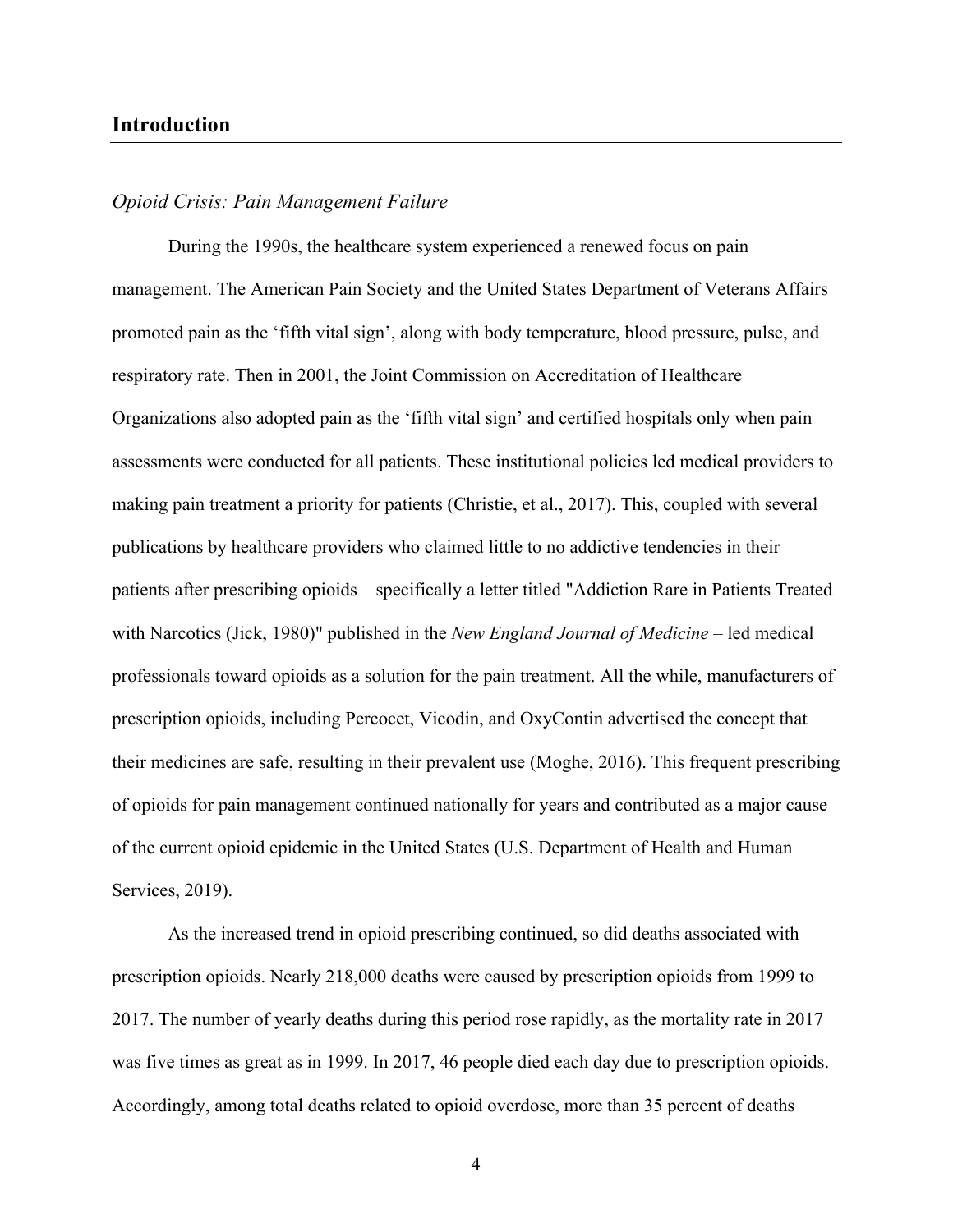## Introduction

### *Opioid Crisis: Pain Management Failure*

During the 1990s, the healthcare system experienced a renewed focus on pain management. The American Pain Society and the United States Department of Veterans Affairs promoted pain as the 'fifth vital sign', along with body temperature, blood pressure, pulse, and respiratory rate. Then in 2001, the Joint Commission on Accreditation of Healthcare Organizations also adopted pain as the 'fifth vital sign' and certified hospitals only when pain assessments were conducted for all patients. These institutional policies led medical providers to making pain treatment a priority for patients (Christie, et al., 2017). This, coupled with several publications by healthcare providers who claimed little to no addictive tendencies in their patients after prescribing opioids—specifically a letter titled "Addiction Rare in Patients Treated with Narcotics (Jick, 1980)" published in the *New England Journal of Medicine* – led medical professionals toward opioids as a solution for the pain treatment. All the while, manufacturers of prescription opioids, including Percocet, Vicodin, and OxyContin advertised the concept that their medicines are safe, resulting in their prevalent use (Moghe, 2016). This frequent prescribing of opioids for pain management continued nationally for years and contributed as a major cause of the current opioid epidemic in the United States (U.S. Department of Health and Human Services, 2019).

As the increased trend in opioid prescribing continued, so did deaths associated with prescription opioids. Nearly 218,000 deaths were caused by prescription opioids from 1999 to 2017. The number of yearly deaths during this period rose rapidly, as the mortality rate in 2017 was five times as great as in 1999. In 2017, 46 people died each day due to prescription opioids. Accordingly, among total deaths related to opioid overdose, more than 35 percent of deaths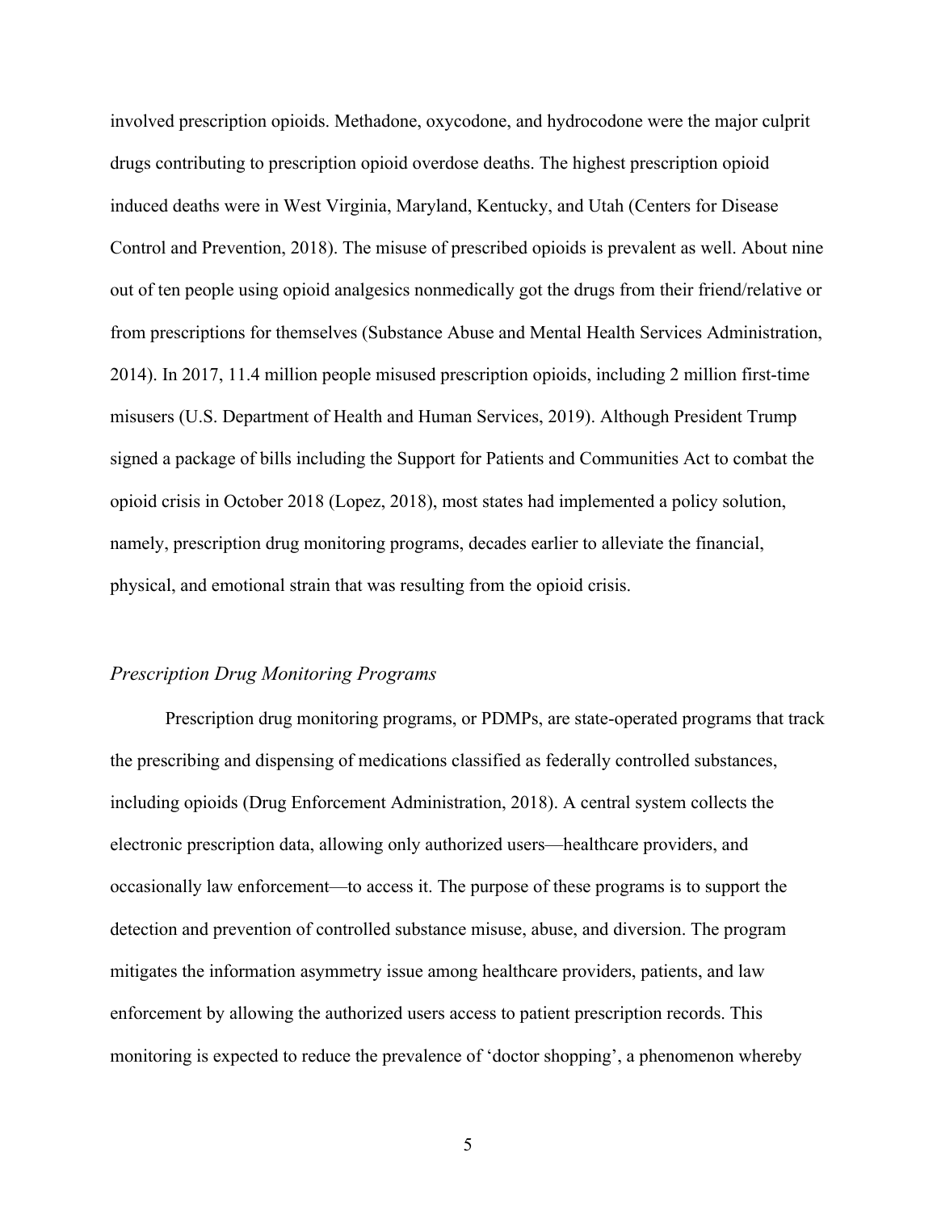involved prescription opioids. Methadone, oxycodone, and hydrocodone were the major culprit drugs contributing to prescription opioid overdose deaths. The highest prescription opioid induced deaths were in West Virginia, Maryland, Kentucky, and Utah (Centers for Disease Control and Prevention, 2018). The misuse of prescribed opioids is prevalent as well. About nine out of ten people using opioid analgesics nonmedically got the drugs from their friend/relative or from prescriptions for themselves (Substance Abuse and Mental Health Services Administration, 2014). In 2017, 11.4 million people misused prescription opioids, including 2 million first-time misusers (U.S. Department of Health and Human Services, 2019). Although President Trump signed a package of bills including the Support for Patients and Communities Act to combat the opioid crisis in October 2018 (Lopez, 2018), most states had implemented a policy solution, namely, prescription drug monitoring programs, decades earlier to alleviate the financial, physical, and emotional strain that was resulting from the opioid crisis.

### *Prescription Drug Monitoring Programs*

Prescription drug monitoring programs, or PDMPs, are state-operated programs that track the prescribing and dispensing of medications classified as federally controlled substances, including opioids (Drug Enforcement Administration, 2018). A central system collects the electronic prescription data, allowing only authorized users—healthcare providers, and occasionally law enforcement—to access it. The purpose of these programs is to support the detection and prevention of controlled substance misuse, abuse, and diversion. The program mitigates the information asymmetry issue among healthcare providers, patients, and law enforcement by allowing the authorized users access to patient prescription records. This monitoring is expected to reduce the prevalence of 'doctor shopping', a phenomenon whereby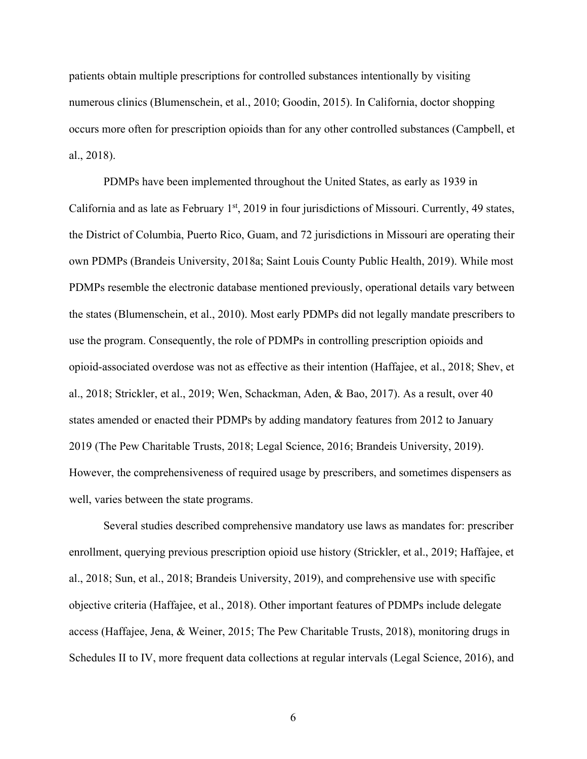patients obtain multiple prescriptions for controlled substances intentionally by visiting numerous clinics (Blumenschein, et al., 2010; Goodin, 2015). In California, doctor shopping occurs more often for prescription opioids than for any other controlled substances (Campbell, et al., 2018).

PDMPs have been implemented throughout the United States, as early as 1939 in California and as late as February 1st, 2019 in four jurisdictions of Missouri. Currently, 49 states, the District of Columbia, Puerto Rico, Guam, and 72 jurisdictions in Missouri are operating their own PDMPs (Brandeis University, 2018a; Saint Louis County Public Health, 2019). While most PDMPs resemble the electronic database mentioned previously, operational details vary between the states (Blumenschein, et al., 2010). Most early PDMPs did not legally mandate prescribers to use the program. Consequently, the role of PDMPs in controlling prescription opioids and opioid-associated overdose was not as effective as their intention (Haffajee, et al., 2018; Shev, et al., 2018; Strickler, et al., 2019; Wen, Schackman, Aden, & Bao, 2017). As a result, over 40 states amended or enacted their PDMPs by adding mandatory features from 2012 to January 2019 (The Pew Charitable Trusts, 2018; Legal Science, 2016; Brandeis University, 2019). However, the comprehensiveness of required usage by prescribers, and sometimes dispensers as well, varies between the state programs.

Several studies described comprehensive mandatory use laws as mandates for: prescriber enrollment, querying previous prescription opioid use history (Strickler, et al., 2019; Haffajee, et al., 2018; Sun, et al., 2018; Brandeis University, 2019), and comprehensive use with specific objective criteria (Haffajee, et al., 2018). Other important features of PDMPs include delegate access (Haffajee, Jena, & Weiner, 2015; The Pew Charitable Trusts, 2018), monitoring drugs in Schedules II to IV, more frequent data collections at regular intervals (Legal Science, 2016), and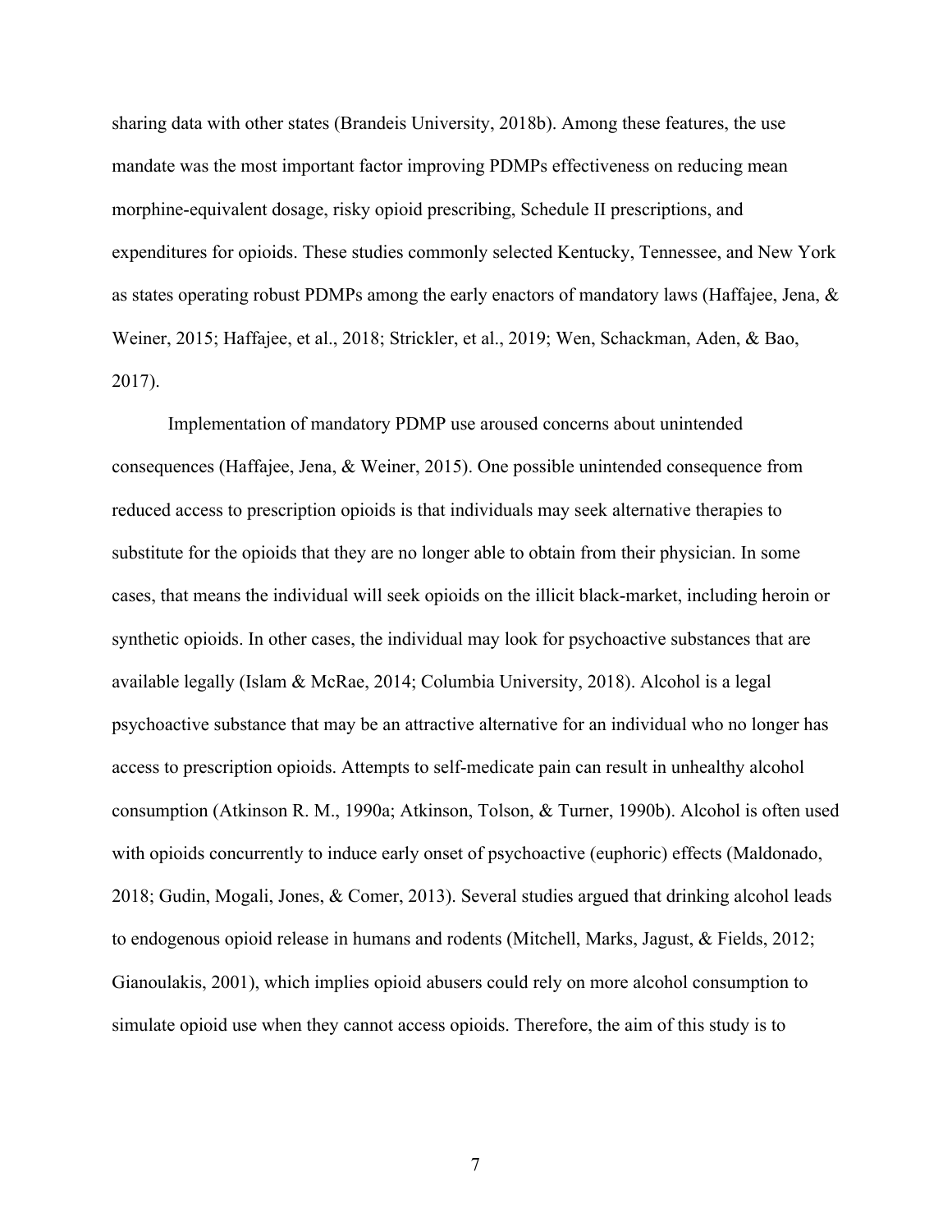sharing data with other states (Brandeis University, 2018b). Among these features, the use mandate was the most important factor improving PDMPs effectiveness on reducing mean morphine-equivalent dosage, risky opioid prescribing, Schedule II prescriptions, and expenditures for opioids. These studies commonly selected Kentucky, Tennessee, and New York as states operating robust PDMPs among the early enactors of mandatory laws (Haffajee, Jena, & Weiner, 2015; Haffajee, et al., 2018; Strickler, et al., 2019; Wen, Schackman, Aden, & Bao, 2017).

Implementation of mandatory PDMP use aroused concerns about unintended consequences (Haffajee, Jena, & Weiner, 2015). One possible unintended consequence from reduced access to prescription opioids is that individuals may seek alternative therapies to substitute for the opioids that they are no longer able to obtain from their physician. In some cases, that means the individual will seek opioids on the illicit black-market, including heroin or synthetic opioids. In other cases, the individual may look for psychoactive substances that are available legally (Islam & McRae, 2014; Columbia University, 2018). Alcohol is a legal psychoactive substance that may be an attractive alternative for an individual who no longer has access to prescription opioids. Attempts to self-medicate pain can result in unhealthy alcohol consumption (Atkinson R. M., 1990a; Atkinson, Tolson, & Turner, 1990b). Alcohol is often used with opioids concurrently to induce early onset of psychoactive (euphoric) effects (Maldonado, 2018; Gudin, Mogali, Jones, & Comer, 2013). Several studies argued that drinking alcohol leads to endogenous opioid release in humans and rodents (Mitchell, Marks, Jagust, & Fields, 2012; Gianoulakis, 2001), which implies opioid abusers could rely on more alcohol consumption to simulate opioid use when they cannot access opioids. Therefore, the aim of this study is to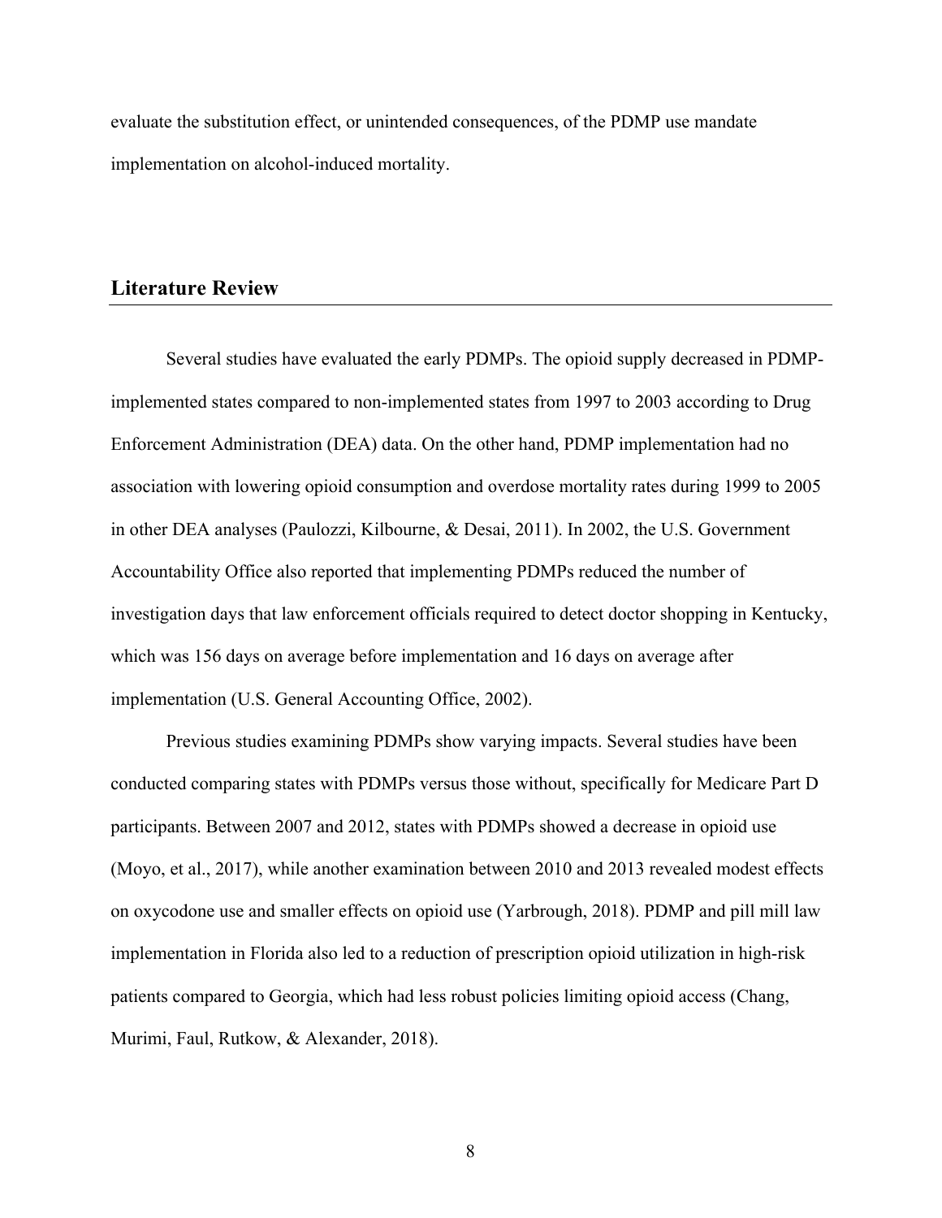evaluate the substitution effect, or unintended consequences, of the PDMP use mandate implementation on alcohol-induced mortality.

## Literature Review

Several studies have evaluated the early PDMPs. The opioid supply decreased in PDMP-implemented states compared to non-implemented states from 1997 to 2003 according to Drug Enforcement Administration (DEA) data. On the other hand, PDMP implementation had no association with lowering opioid consumption and overdose mortality rates during 1999 to 2005 in other DEA analyses (Paulozzi, Kilbourne, & Desai, 2011). In 2002, the U.S. Government Accountability Office also reported that implementing PDMPs reduced the number of investigation days that law enforcement officials required to detect doctor shopping in Kentucky, which was 156 days on average before implementation and 16 days on average after implementation (U.S. General Accounting Office, 2002).

Previous studies examining PDMPs show varying impacts. Several studies have been conducted comparing states with PDMPs versus those without, specifically for Medicare Part D participants. Between 2007 and 2012, states with PDMPs showed a decrease in opioid use (Moyo, et al., 2017), while another examination between 2010 and 2013 revealed modest effects on oxycodone use and smaller effects on opioid use (Yarbrough, 2018). PDMP and pill mill law implementation in Florida also led to a reduction of prescription opioid utilization in high-risk patients compared to Georgia, which had less robust policies limiting opioid access (Chang, Murimi, Faul, Rutkow, & Alexander, 2018).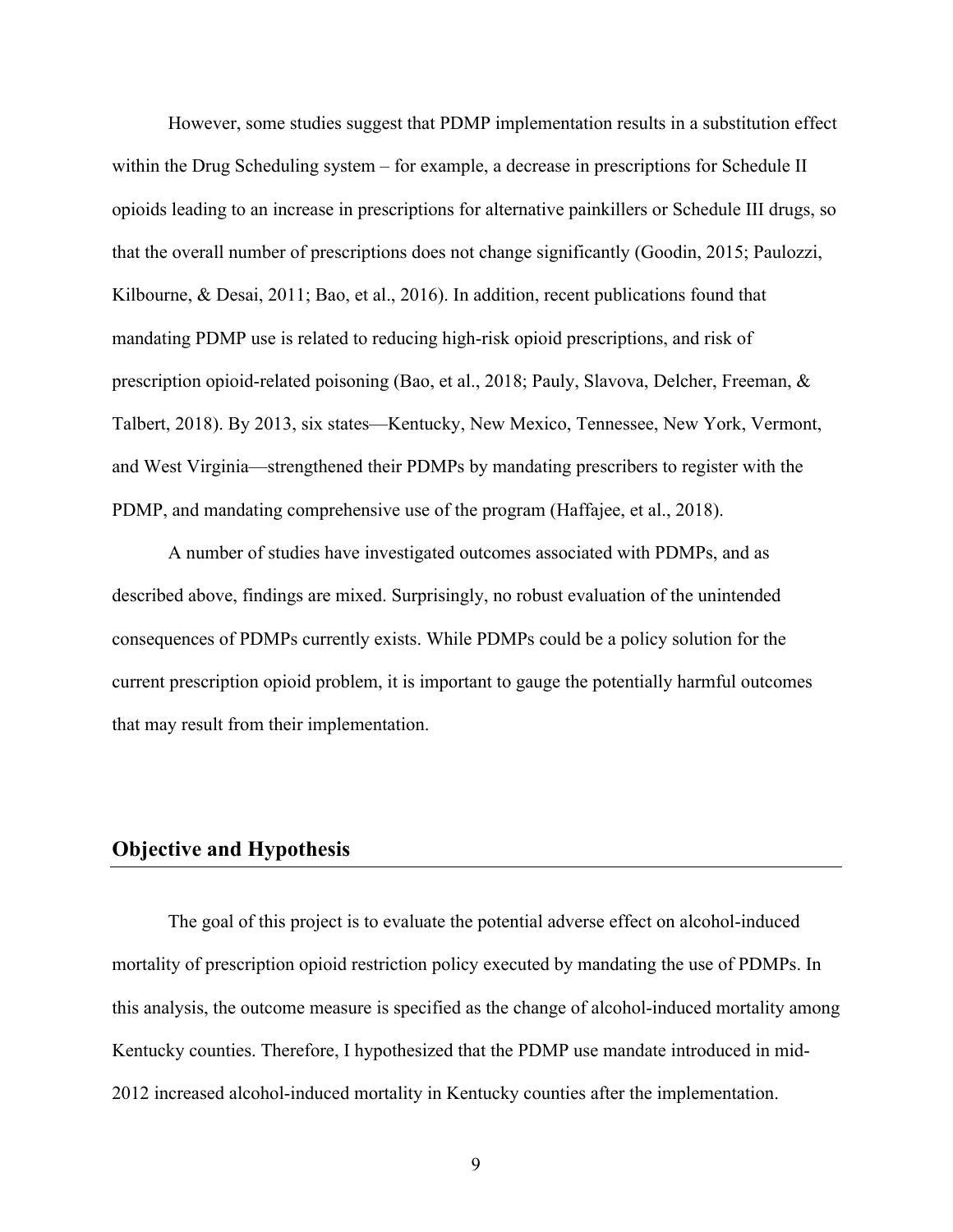However, some studies suggest that PDMP implementation results in a substitution effect within the Drug Scheduling system – for example, a decrease in prescriptions for Schedule II opioids leading to an increase in prescriptions for alternative painkillers or Schedule III drugs, so that the overall number of prescriptions does not change significantly (Goodin, 2015; Paulozzi, Kilbourne, & Desai, 2011; Bao, et al., 2016). In addition, recent publications found that mandating PDMP use is related to reducing high-risk opioid prescriptions, and risk of prescription opioid-related poisoning (Bao, et al., 2018; Pauly, Slavova, Delcher, Freeman, & Talbert, 2018). By 2013, six states—Kentucky, New Mexico, Tennessee, New York, Vermont, and West Virginia—strengthened their PDMPs by mandating prescribers to register with the PDMP, and mandating comprehensive use of the program (Haffajee, et al., 2018).

A number of studies have investigated outcomes associated with PDMPs, and as described above, findings are mixed. Surprisingly, no robust evaluation of the unintended consequences of PDMPs currently exists. While PDMPs could be a policy solution for the current prescription opioid problem, it is important to gauge the potentially harmful outcomes that may result from their implementation.

## Objective and Hypothesis

The goal of this project is to evaluate the potential adverse effect on alcohol-induced mortality of prescription opioid restriction policy executed by mandating the use of PDMPs. In this analysis, the outcome measure is specified as the change of alcohol-induced mortality among Kentucky counties. Therefore, I hypothesized that the PDMP use mandate introduced in mid-2012 increased alcohol-induced mortality in Kentucky counties after the implementation.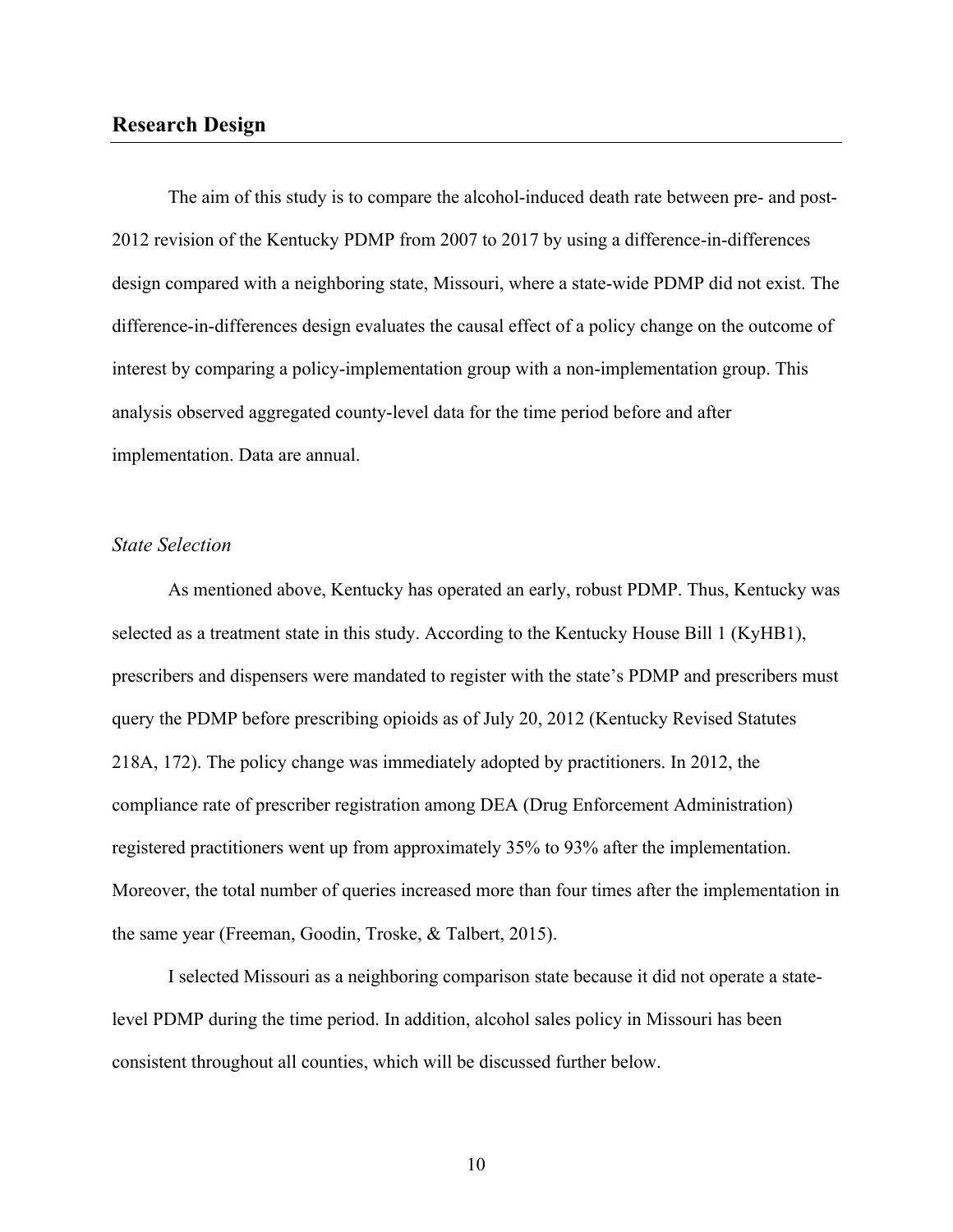## Research Design

The aim of this study is to compare the alcohol-induced death rate between pre- and post-2012 revision of the Kentucky PDMP from 2007 to 2017 by using a difference-in-differences design compared with a neighboring state, Missouri, where a state-wide PDMP did not exist. The difference-in-differences design evaluates the causal effect of a policy change on the outcome of interest by comparing a policy-implementation group with a non-implementation group. This analysis observed aggregated county-level data for the time period before and after implementation. Data are annual.

### *State Selection*

As mentioned above, Kentucky has operated an early, robust PDMP. Thus, Kentucky was selected as a treatment state in this study. According to the Kentucky House Bill 1 (KyHB1), prescribers and dispensers were mandated to register with the state's PDMP and prescribers must query the PDMP before prescribing opioids as of July 20, 2012 (Kentucky Revised Statutes 218A, 172). The policy change was immediately adopted by practitioners. In 2012, the compliance rate of prescriber registration among DEA (Drug Enforcement Administration) registered practitioners went up from approximately 35% to 93% after the implementation. Moreover, the total number of queries increased more than four times after the implementation in the same year (Freeman, Goodin, Troske, & Talbert, 2015).

I selected Missouri as a neighboring comparison state because it did not operate a state-level PDMP during the time period. In addition, alcohol sales policy in Missouri has been consistent throughout all counties, which will be discussed further below.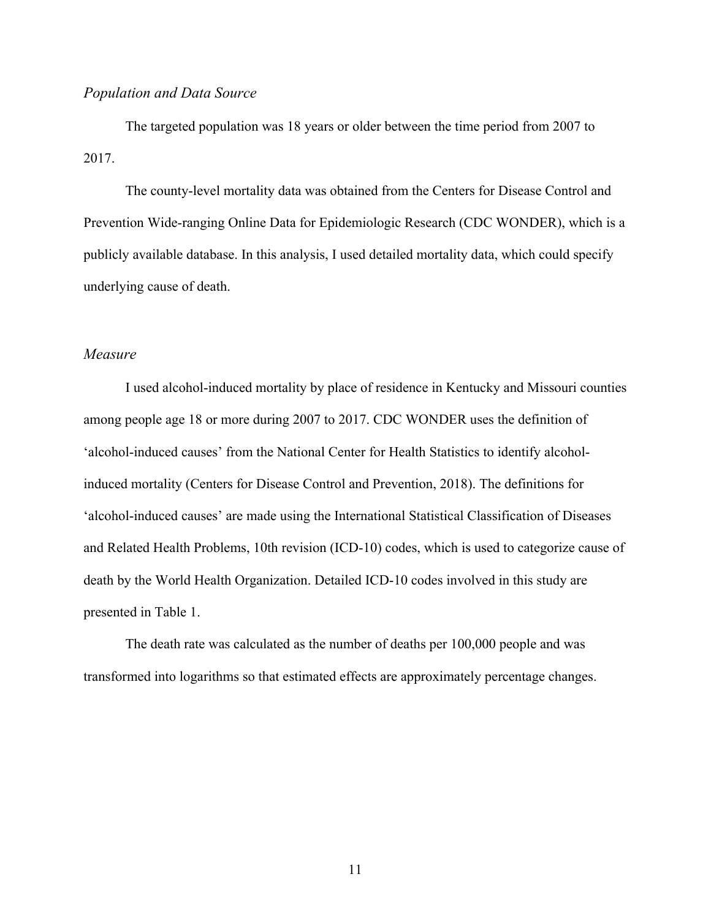*Population and Data Source*

The targeted population was 18 years or older between the time period from 2007 to 2017.

The county-level mortality data was obtained from the Centers for Disease Control and Prevention Wide-ranging Online Data for Epidemiologic Research (CDC WONDER), which is a publicly available database. In this analysis, I used detailed mortality data, which could specify underlying cause of death.

*Measure*

I used alcohol-induced mortality by place of residence in Kentucky and Missouri counties among people age 18 or more during 2007 to 2017. CDC WONDER uses the definition of 'alcohol-induced causes' from the National Center for Health Statistics to identify alcohol-induced mortality (Centers for Disease Control and Prevention, 2018). The definitions for 'alcohol-induced causes' are made using the International Statistical Classification of Diseases and Related Health Problems, 10th revision (ICD-10) codes, which is used to categorize cause of death by the World Health Organization. Detailed ICD-10 codes involved in this study are presented in Table 1.

The death rate was calculated as the number of deaths per 100,000 people and was transformed into logarithms so that estimated effects are approximately percentage changes.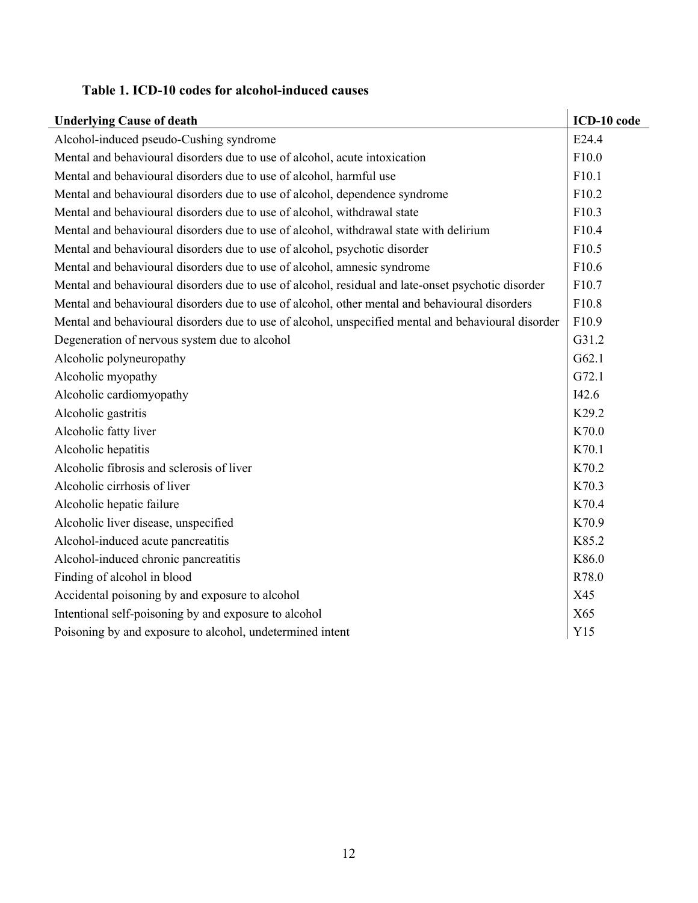**Table 1. ICD-10 codes for alcohol-induced causes**

| Underlying Cause of death | ICD-10 code |
|---|---|
| Alcohol-induced pseudo-Cushing syndrome | E24.4 |
| Mental and behavioural disorders due to use of alcohol, acute intoxication | F10.0 |
| Mental and behavioural disorders due to use of alcohol, harmful use | F10.1 |
| Mental and behavioural disorders due to use of alcohol, dependence syndrome | F10.2 |
| Mental and behavioural disorders due to use of alcohol, withdrawal state | F10.3 |
| Mental and behavioural disorders due to use of alcohol, withdrawal state with delirium | F10.4 |
| Mental and behavioural disorders due to use of alcohol, psychotic disorder | F10.5 |
| Mental and behavioural disorders due to use of alcohol, amnesic syndrome | F10.6 |
| Mental and behavioural disorders due to use of alcohol, residual and late-onset psychotic disorder | F10.7 |
| Mental and behavioural disorders due to use of alcohol, other mental and behavioural disorders | F10.8 |
| Mental and behavioural disorders due to use of alcohol, unspecified mental and behavioural disorder | F10.9 |
| Degeneration of nervous system due to alcohol | G31.2 |
| Alcoholic polyneuropathy | G62.1 |
| Alcoholic myopathy | G72.1 |
| Alcoholic cardiomyopathy | I42.6 |
| Alcoholic gastritis | K29.2 |
| Alcoholic fatty liver | K70.0 |
| Alcoholic hepatitis | K70.1 |
| Alcoholic fibrosis and sclerosis of liver | K70.2 |
| Alcoholic cirrhosis of liver | K70.3 |
| Alcoholic hepatic failure | K70.4 |
| Alcoholic liver disease, unspecified | K70.9 |
| Alcohol-induced acute pancreatitis | K85.2 |
| Alcohol-induced chronic pancreatitis | K86.0 |
| Finding of alcohol in blood | R78.0 |
| Accidental poisoning by and exposure to alcohol | X45 |
| Intentional self-poisoning by and exposure to alcohol | X65 |
| Poisoning by and exposure to alcohol, undetermined intent | Y15 |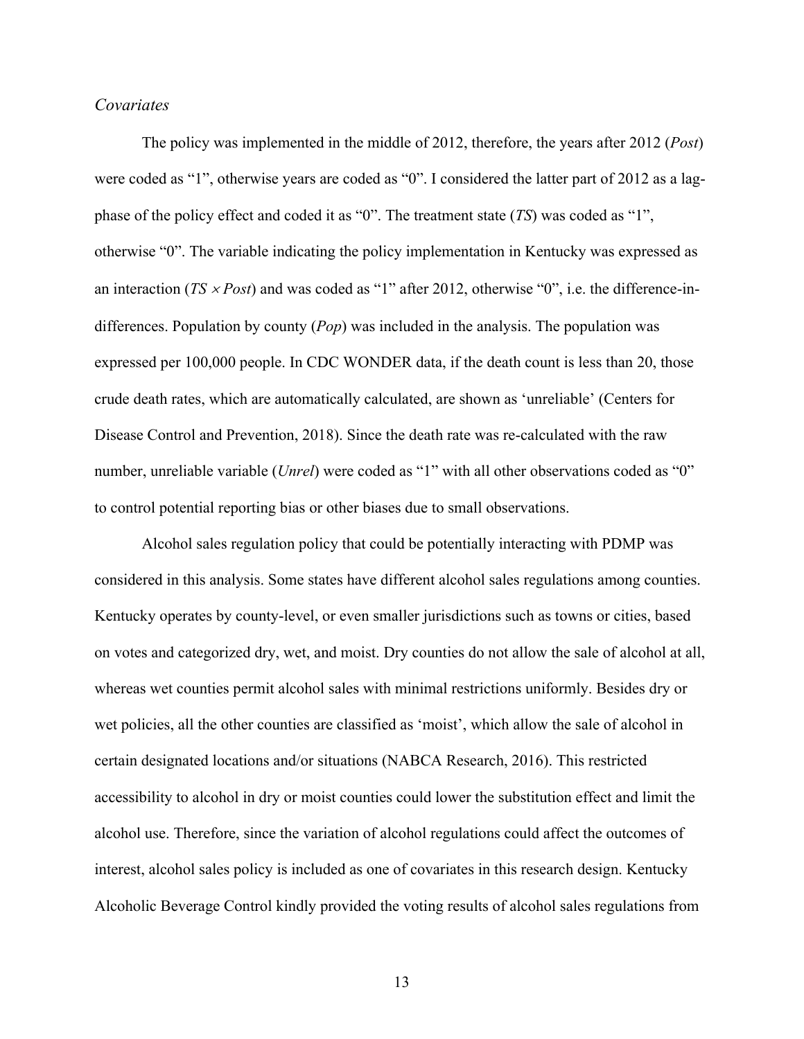### *Covariates*

The policy was implemented in the middle of 2012, therefore, the years after 2012 (*Post*) were coded as "1", otherwise years are coded as "0". I considered the latter part of 2012 as a lag-phase of the policy effect and coded it as "0". The treatment state (*TS*) was coded as "1", otherwise "0". The variable indicating the policy implementation in Kentucky was expressed as an interaction ($TS \times Post$) and was coded as "1" after 2012, otherwise "0", i.e. the difference-in-differences. Population by county (*Pop*) was included in the analysis. The population was expressed per 100,000 people. In CDC WONDER data, if the death count is less than 20, those crude death rates, which are automatically calculated, are shown as 'unreliable' (Centers for Disease Control and Prevention, 2018). Since the death rate was re-calculated with the raw number, unreliable variable (*Unrel*) were coded as "1" with all other observations coded as "0" to control potential reporting bias or other biases due to small observations.

Alcohol sales regulation policy that could be potentially interacting with PDMP was considered in this analysis. Some states have different alcohol sales regulations among counties. Kentucky operates by county-level, or even smaller jurisdictions such as towns or cities, based on votes and categorized dry, wet, and moist. Dry counties do not allow the sale of alcohol at all, whereas wet counties permit alcohol sales with minimal restrictions uniformly. Besides dry or wet policies, all the other counties are classified as 'moist', which allow the sale of alcohol in certain designated locations and/or situations (NABCA Research, 2016). This restricted accessibility to alcohol in dry or moist counties could lower the substitution effect and limit the alcohol use. Therefore, since the variation of alcohol regulations could affect the outcomes of interest, alcohol sales policy is included as one of covariates in this research design. Kentucky Alcoholic Beverage Control kindly provided the voting results of alcohol sales regulations from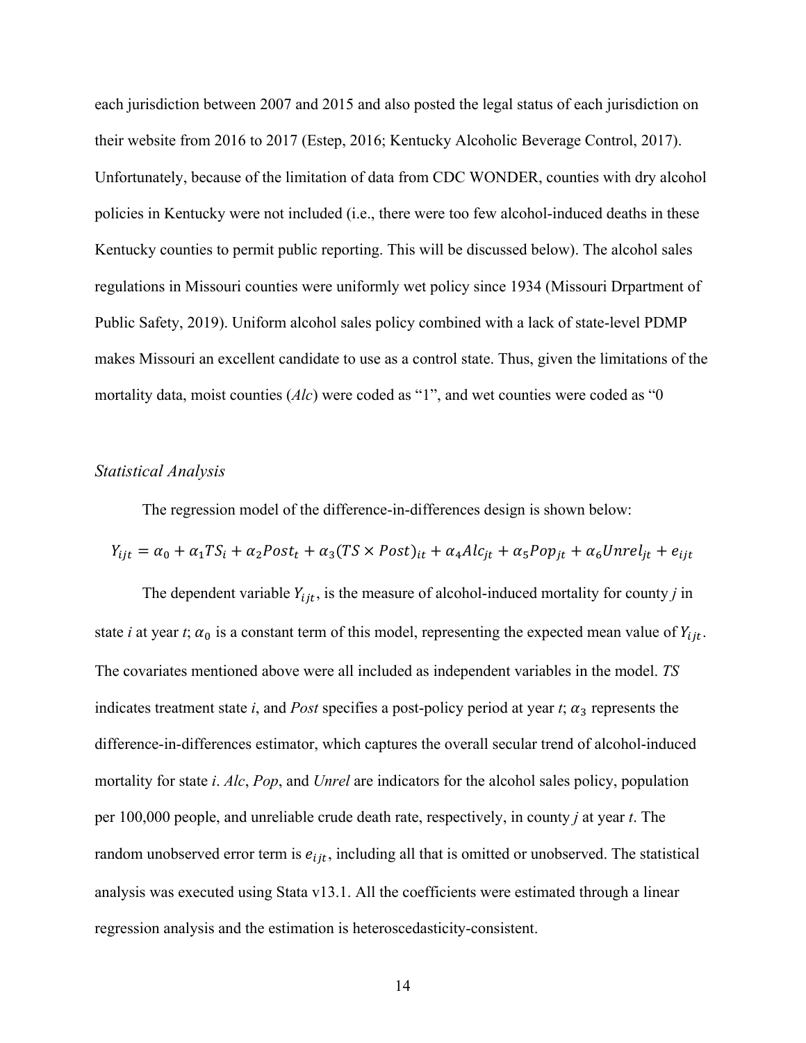each jurisdiction between 2007 and 2015 and also posted the legal status of each jurisdiction on their website from 2016 to 2017 (Estep, 2016; Kentucky Alcoholic Beverage Control, 2017). Unfortunately, because of the limitation of data from CDC WONDER, counties with dry alcohol policies in Kentucky were not included (i.e., there were too few alcohol-induced deaths in these Kentucky counties to permit public reporting. This will be discussed below). The alcohol sales regulations in Missouri counties were uniformly wet policy since 1934 (Missouri Drpartment of Public Safety, 2019). Uniform alcohol sales policy combined with a lack of state-level PDMP makes Missouri an excellent candidate to use as a control state. Thus, given the limitations of the mortality data, moist counties (*Alc*) were coded as "1", and wet counties were coded as "0

### *Statistical Analysis*

The regression model of the difference-in-differences design is shown below:

$$Y_{ijt} = \alpha_0 + \alpha_1 TS_i + \alpha_2 Post_t + \alpha_3 (TS \times Post)_{it} + \alpha_4 Alc_{jt} + \alpha_5 Pop_{jt} + \alpha_6 Unrel_{jt} + e_{ijt}$$

The dependent variable $Y_{ijt}$, is the measure of alcohol-induced mortality for county *j* in state *i* at year *t*; $\alpha_0$ is a constant term of this model, representing the expected mean value of $Y_{ijt}$. The covariates mentioned above were all included as independent variables in the model. *TS* indicates treatment state *i*, and *Post* specifies a post-policy period at year *t*; $\alpha_3$ represents the difference-in-differences estimator, which captures the overall secular trend of alcohol-induced mortality for state *i*. *Alc*, *Pop*, and *Unrel* are indicators for the alcohol sales policy, population per 100,000 people, and unreliable crude death rate, respectively, in county *j* at year *t*. The random unobserved error term is $e_{ijt}$, including all that is omitted or unobserved. The statistical analysis was executed using Stata v13.1. All the coefficients were estimated through a linear regression analysis and the estimation is heteroscedasticity-consistent.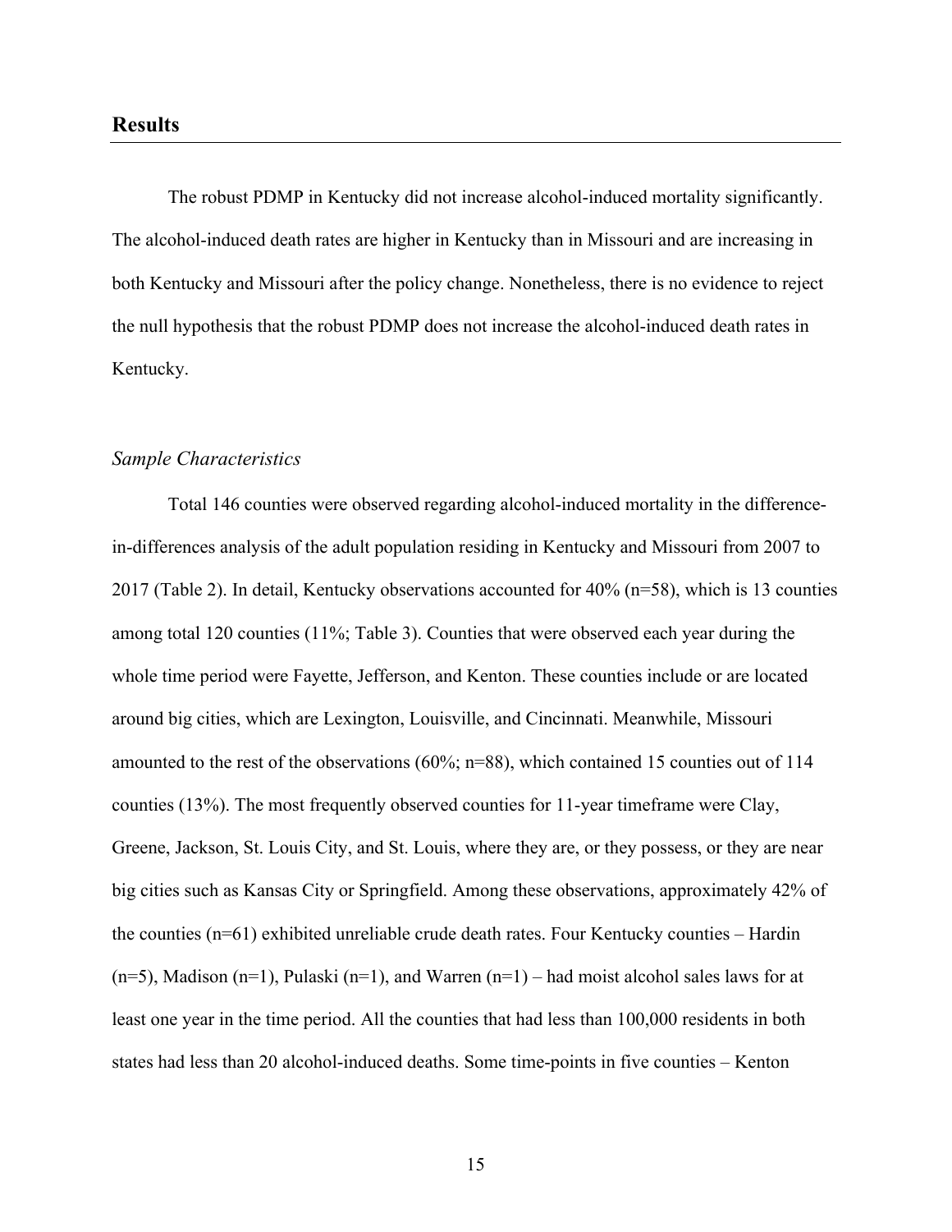## Results

The robust PDMP in Kentucky did not increase alcohol-induced mortality significantly. The alcohol-induced death rates are higher in Kentucky than in Missouri and are increasing in both Kentucky and Missouri after the policy change. Nonetheless, there is no evidence to reject the null hypothesis that the robust PDMP does not increase the alcohol-induced death rates in Kentucky.

### *Sample Characteristics*

Total 146 counties were observed regarding alcohol-induced mortality in the difference-in-differences analysis of the adult population residing in Kentucky and Missouri from 2007 to 2017 (Table 2). In detail, Kentucky observations accounted for 40% (n=58), which is 13 counties among total 120 counties (11%; Table 3). Counties that were observed each year during the whole time period were Fayette, Jefferson, and Kenton. These counties include or are located around big cities, which are Lexington, Louisville, and Cincinnati. Meanwhile, Missouri amounted to the rest of the observations (60%; n=88), which contained 15 counties out of 114 counties (13%). The most frequently observed counties for 11-year timeframe were Clay, Greene, Jackson, St. Louis City, and St. Louis, where they are, or they possess, or they are near big cities such as Kansas City or Springfield. Among these observations, approximately 42% of the counties (n=61) exhibited unreliable crude death rates. Four Kentucky counties – Hardin (n=5), Madison (n=1), Pulaski (n=1), and Warren (n=1) – had moist alcohol sales laws for at least one year in the time period. All the counties that had less than 100,000 residents in both states had less than 20 alcohol-induced deaths. Some time-points in five counties – Kenton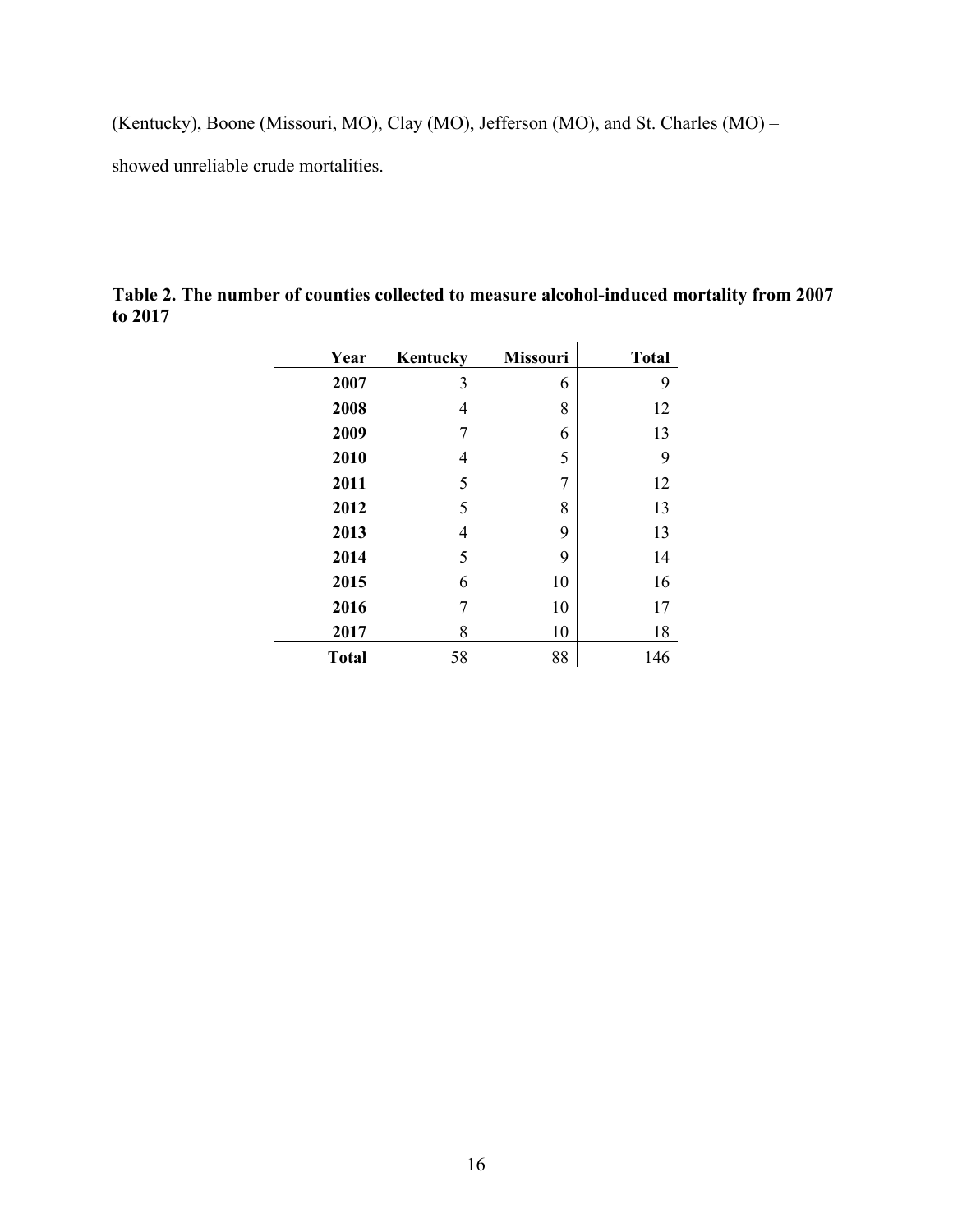(Kentucky), Boone (Missouri, MO), Clay (MO), Jefferson (MO), and St. Charles (MO) – showed unreliable crude mortalities.

**Table 2. The number of counties collected to measure alcohol-induced mortality from 2007 to 2017**

| Year | Kentucky | Missouri | Total |
|---:|---:|---:|---:|
| **2007** | 3 | 6 | 9 |
| **2008** | 4 | 8 | 12 |
| **2009** | 7 | 6 | 13 |
| **2010** | 4 | 5 | 9 |
| **2011** | 5 | 7 | 12 |
| **2012** | 5 | 8 | 13 |
| **2013** | 4 | 9 | 13 |
| **2014** | 5 | 9 | 14 |
| **2015** | 6 | 10 | 16 |
| **2016** | 7 | 10 | 17 |
| **2017** | 8 | 10 | 18 |
| **Total** | 58 | 88 | 146 |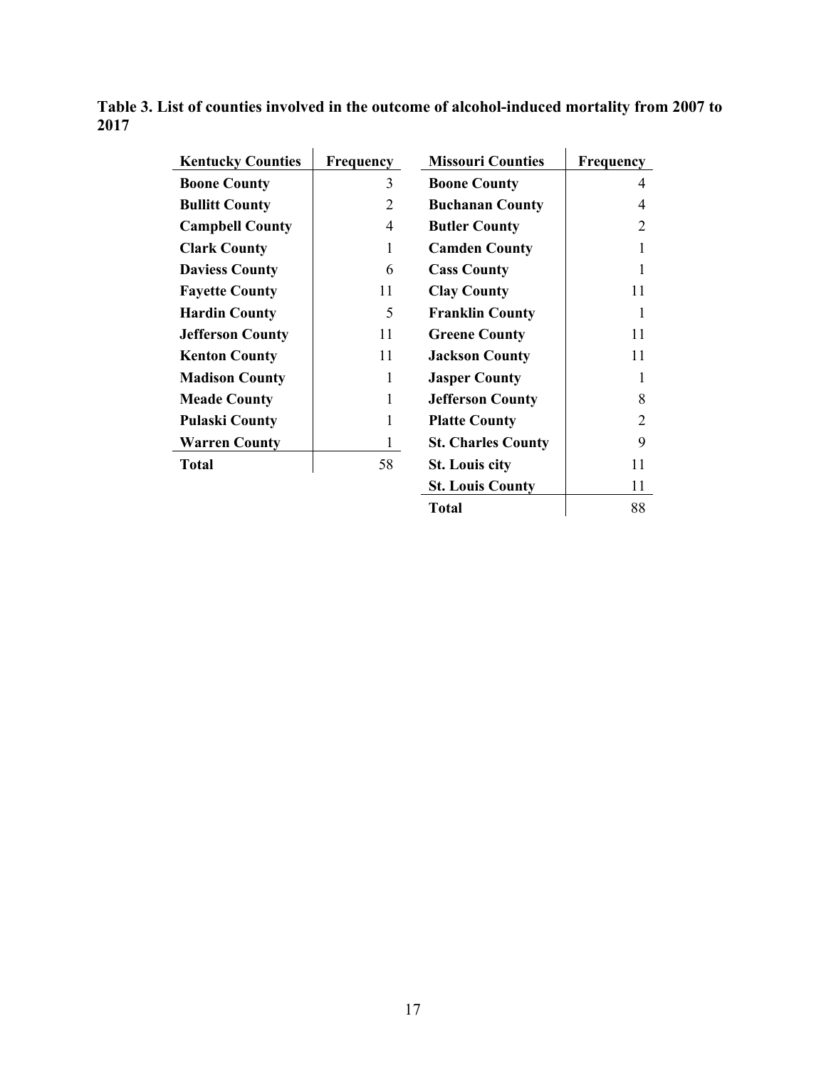**Table 3. List of counties involved in the outcome of alcohol-induced mortality from 2007 to 2017**

| Kentucky Counties | Frequency |
|---|---|
| **Boone County** | 3 |
| **Bullitt County** | 2 |
| **Campbell County** | 4 |
| **Clark County** | 1 |
| **Daviess County** | 6 |
| **Fayette County** | 11 |
| **Hardin County** | 5 |
| **Jefferson County** | 11 |
| **Kenton County** | 11 |
| **Madison County** | 1 |
| **Meade County** | 1 |
| **Pulaski County** | 1 |
| **Warren County** | 1 |
| **Total** | 58 |

| Missouri Counties | Frequency |
|---|---|
| **Boone County** | 4 |
| **Buchanan County** | 4 |
| **Butler County** | 2 |
| **Camden County** | 1 |
| **Cass County** | 1 |
| **Clay County** | 11 |
| **Franklin County** | 1 |
| **Greene County** | 11 |
| **Jackson County** | 11 |
| **Jasper County** | 1 |
| **Jefferson County** | 8 |
| **Platte County** | 2 |
| **St. Charles County** | 9 |
| **St. Louis city** | 11 |
| **St. Louis County** | 11 |
| **Total** | 88 |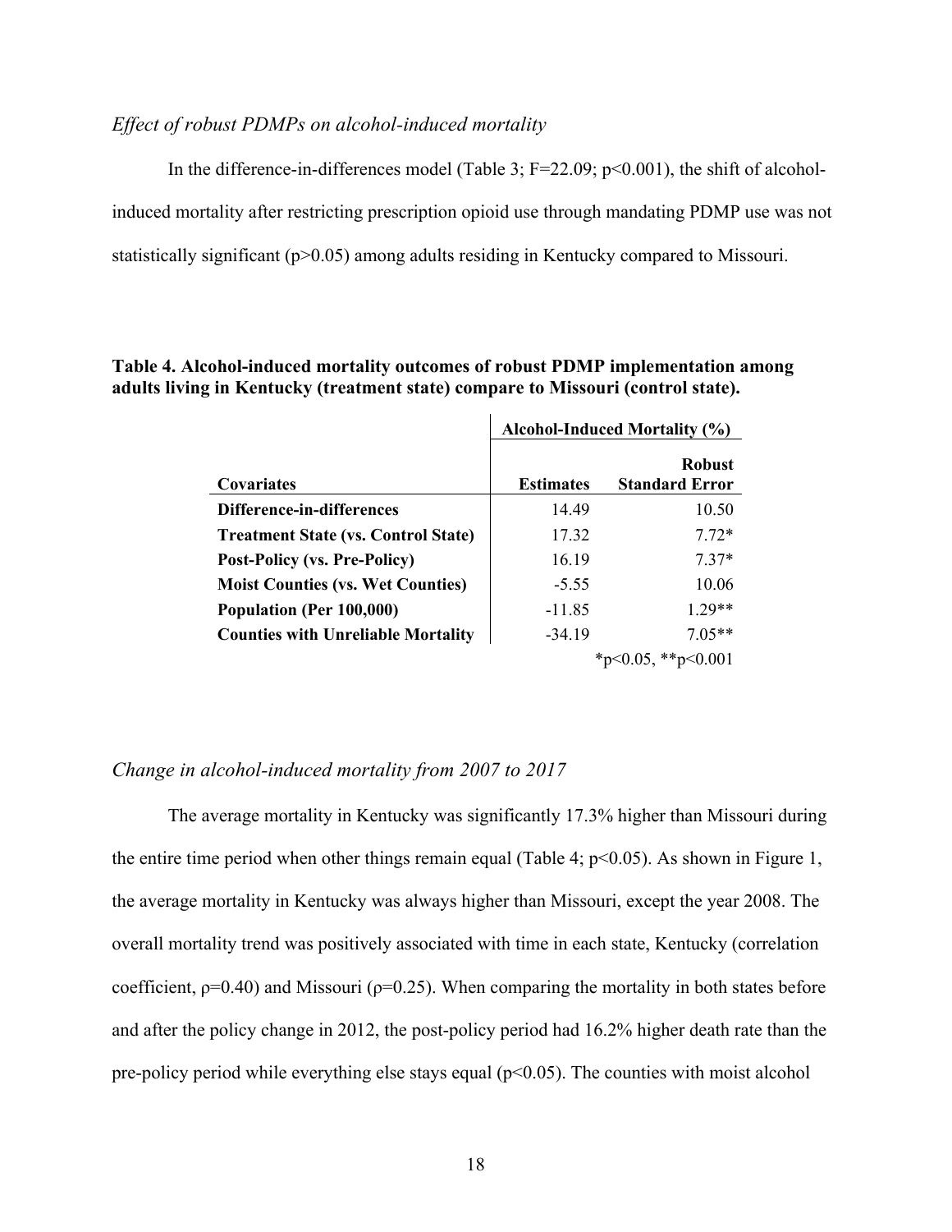*Effect of robust PDMPs on alcohol-induced mortality*

In the difference-in-differences model (Table 3; $F=22.09$; $p<0.001$), the shift of alcohol-induced mortality after restricting prescription opioid use through mandating PDMP use was not statistically significant ($p>0.05$) among adults residing in Kentucky compared to Missouri.

**Table 4. Alcohol-induced mortality outcomes of robust PDMP implementation among adults living in Kentucky (treatment state) compare to Missouri (control state).**

| | Alcohol-Induced Mortality (%) | |
|---|---|---|
| **Covariates** | **Estimates** | **Robust Standard Error** |
| **Difference-in-differences** | 14.49 | 10.50 |
| **Treatment State (vs. Control State)** | 17.32 | 7.72* |
| **Post-Policy (vs. Pre-Policy)** | 16.19 | 7.37* |
| **Moist Counties (vs. Wet Counties)** | -5.55 | 10.06 |
| **Population (Per 100,000)** | -11.85 | 1.29** |
| **Counties with Unreliable Mortality** | -34.19 | 7.05** |

*p<0.05, **p<0.001

*Change in alcohol-induced mortality from 2007 to 2017*

The average mortality in Kentucky was significantly 17.3% higher than Missouri during the entire time period when other things remain equal (Table 4; $p<0.05$). As shown in Figure 1, the average mortality in Kentucky was always higher than Missouri, except the year 2008. The overall mortality trend was positively associated with time in each state, Kentucky (correlation coefficient, $\rho=0.40$) and Missouri ($\rho=0.25$). When comparing the mortality in both states before and after the policy change in 2012, the post-policy period had 16.2% higher death rate than the pre-policy period while everything else stays equal ($p<0.05$). The counties with moist alcohol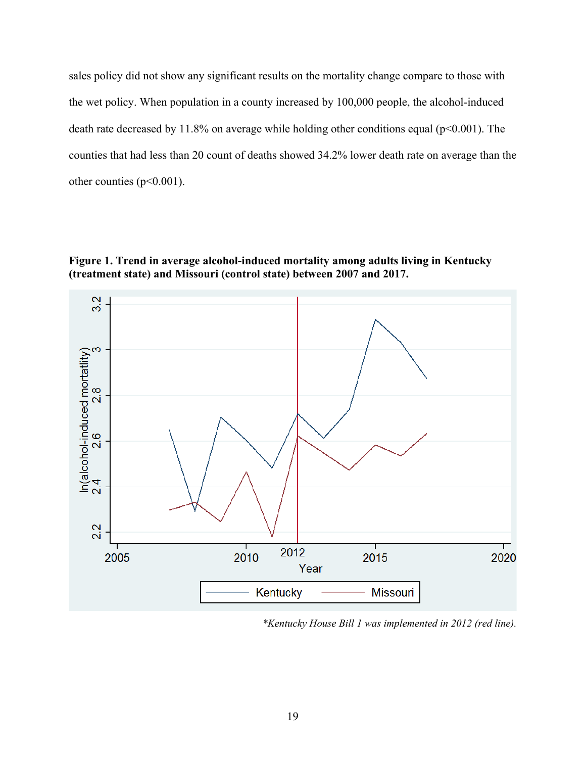sales policy did not show any significant results on the mortality change compare to those with the wet policy. When population in a county increased by 100,000 people, the alcohol-induced death rate decreased by 11.8% on average while holding other conditions equal ($p<0.001$). The counties that had less than 20 count of deaths showed 34.2% lower death rate on average than the other counties ($p<0.001$).

**Figure 1. Trend in average alcohol-induced mortality among adults living in Kentucky (treatment state) and Missouri (control state) between 2007 and 2017.**

*\*Kentucky House Bill 1 was implemented in 2012 (red line).*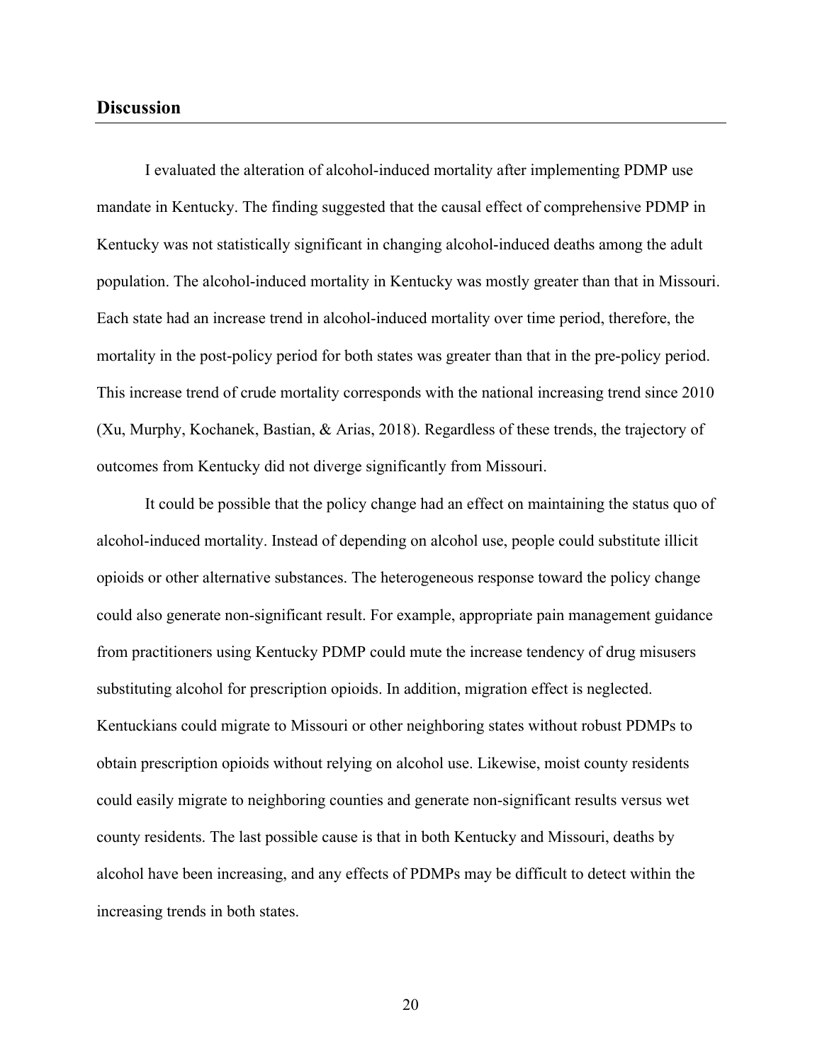## Discussion

I evaluated the alteration of alcohol-induced mortality after implementing PDMP use mandate in Kentucky. The finding suggested that the causal effect of comprehensive PDMP in Kentucky was not statistically significant in changing alcohol-induced deaths among the adult population. The alcohol-induced mortality in Kentucky was mostly greater than that in Missouri. Each state had an increase trend in alcohol-induced mortality over time period, therefore, the mortality in the post-policy period for both states was greater than that in the pre-policy period. This increase trend of crude mortality corresponds with the national increasing trend since 2010 (Xu, Murphy, Kochanek, Bastian, & Arias, 2018). Regardless of these trends, the trajectory of outcomes from Kentucky did not diverge significantly from Missouri.

It could be possible that the policy change had an effect on maintaining the status quo of alcohol-induced mortality. Instead of depending on alcohol use, people could substitute illicit opioids or other alternative substances. The heterogeneous response toward the policy change could also generate non-significant result. For example, appropriate pain management guidance from practitioners using Kentucky PDMP could mute the increase tendency of drug misusers substituting alcohol for prescription opioids. In addition, migration effect is neglected. Kentuckians could migrate to Missouri or other neighboring states without robust PDMPs to obtain prescription opioids without relying on alcohol use. Likewise, moist county residents could easily migrate to neighboring counties and generate non-significant results versus wet county residents. The last possible cause is that in both Kentucky and Missouri, deaths by alcohol have been increasing, and any effects of PDMPs may be difficult to detect within the increasing trends in both states.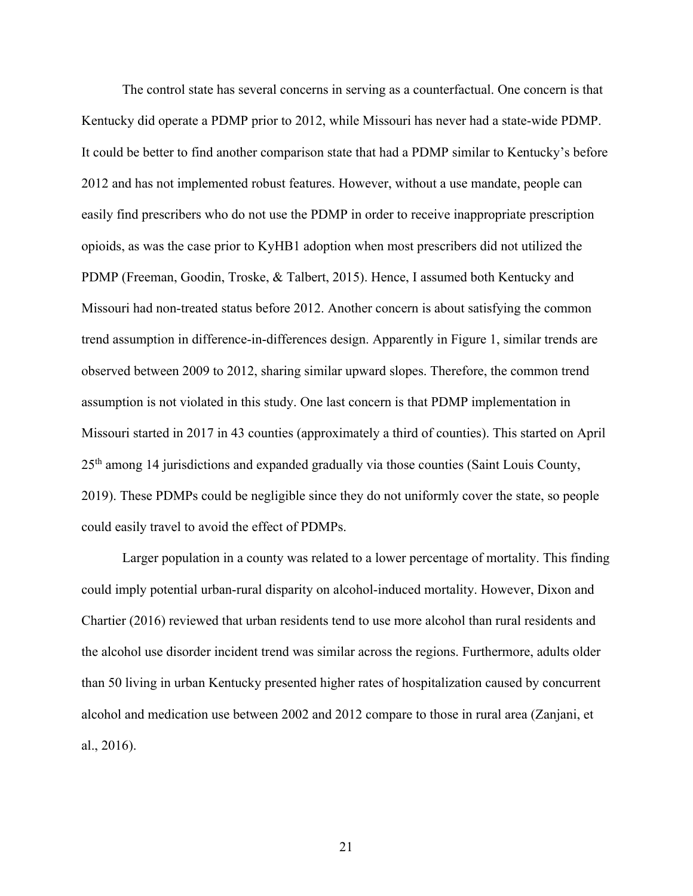The control state has several concerns in serving as a counterfactual. One concern is that Kentucky did operate a PDMP prior to 2012, while Missouri has never had a state-wide PDMP. It could be better to find another comparison state that had a PDMP similar to Kentucky's before 2012 and has not implemented robust features. However, without a use mandate, people can easily find prescribers who do not use the PDMP in order to receive inappropriate prescription opioids, as was the case prior to KyHB1 adoption when most prescribers did not utilized the PDMP (Freeman, Goodin, Troske, & Talbert, 2015). Hence, I assumed both Kentucky and Missouri had non-treated status before 2012. Another concern is about satisfying the common trend assumption in difference-in-differences design. Apparently in Figure 1, similar trends are observed between 2009 to 2012, sharing similar upward slopes. Therefore, the common trend assumption is not violated in this study. One last concern is that PDMP implementation in Missouri started in 2017 in 43 counties (approximately a third of counties). This started on April 25th among 14 jurisdictions and expanded gradually via those counties (Saint Louis County, 2019). These PDMPs could be negligible since they do not uniformly cover the state, so people could easily travel to avoid the effect of PDMPs.

Larger population in a county was related to a lower percentage of mortality. This finding could imply potential urban-rural disparity on alcohol-induced mortality. However, Dixon and Chartier (2016) reviewed that urban residents tend to use more alcohol than rural residents and the alcohol use disorder incident trend was similar across the regions. Furthermore, adults older than 50 living in urban Kentucky presented higher rates of hospitalization caused by concurrent alcohol and medication use between 2002 and 2012 compare to those in rural area (Zanjani, et al., 2016).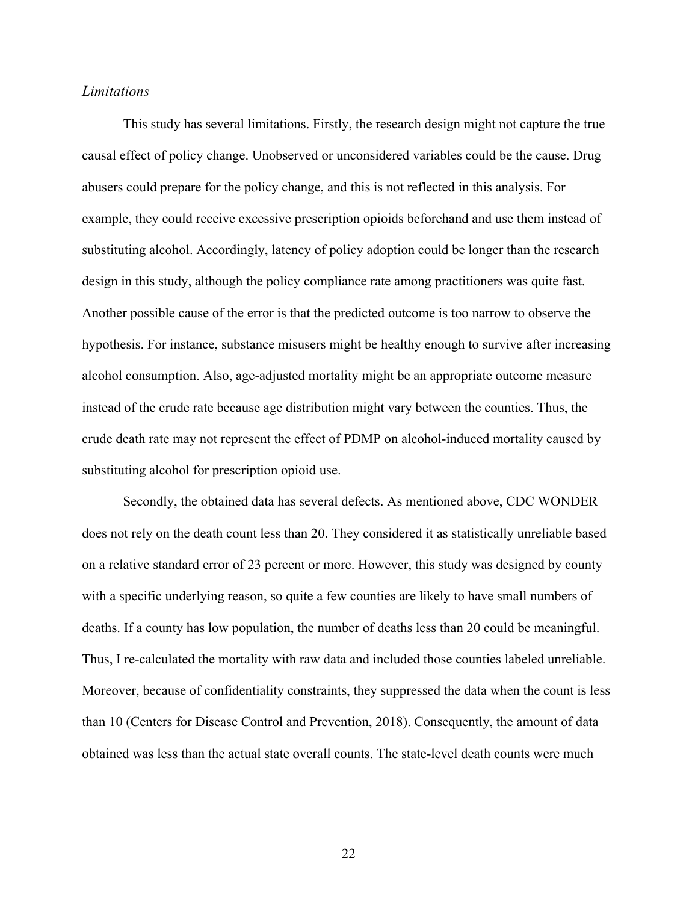*Limitations*

This study has several limitations. Firstly, the research design might not capture the true causal effect of policy change. Unobserved or unconsidered variables could be the cause. Drug abusers could prepare for the policy change, and this is not reflected in this analysis. For example, they could receive excessive prescription opioids beforehand and use them instead of substituting alcohol. Accordingly, latency of policy adoption could be longer than the research design in this study, although the policy compliance rate among practitioners was quite fast. Another possible cause of the error is that the predicted outcome is too narrow to observe the hypothesis. For instance, substance misusers might be healthy enough to survive after increasing alcohol consumption. Also, age-adjusted mortality might be an appropriate outcome measure instead of the crude rate because age distribution might vary between the counties. Thus, the crude death rate may not represent the effect of PDMP on alcohol-induced mortality caused by substituting alcohol for prescription opioid use.

Secondly, the obtained data has several defects. As mentioned above, CDC WONDER does not rely on the death count less than 20. They considered it as statistically unreliable based on a relative standard error of 23 percent or more. However, this study was designed by county with a specific underlying reason, so quite a few counties are likely to have small numbers of deaths. If a county has low population, the number of deaths less than 20 could be meaningful. Thus, I re-calculated the mortality with raw data and included those counties labeled unreliable. Moreover, because of confidentiality constraints, they suppressed the data when the count is less than 10 (Centers for Disease Control and Prevention, 2018). Consequently, the amount of data obtained was less than the actual state overall counts. The state-level death counts were much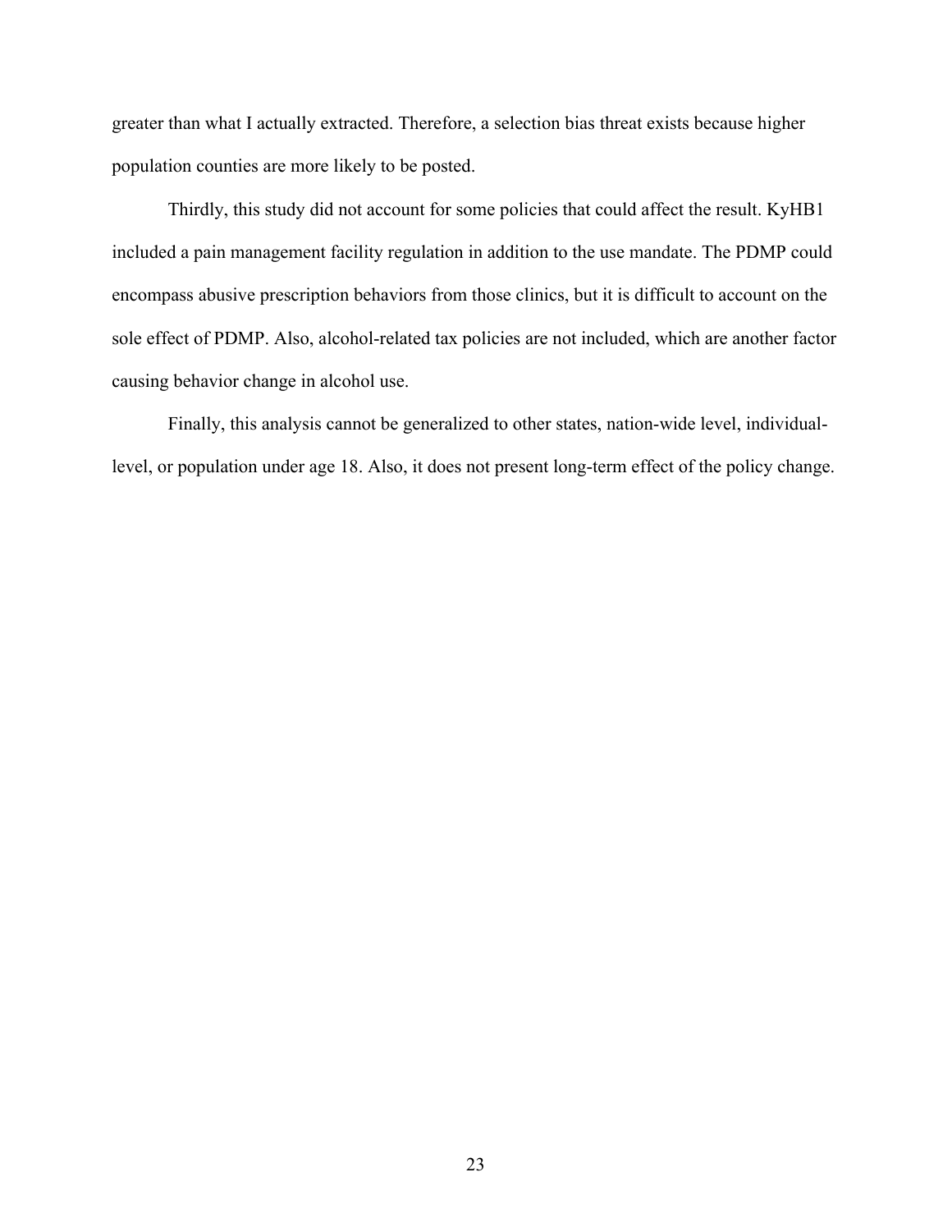greater than what I actually extracted. Therefore, a selection bias threat exists because higher population counties are more likely to be posted.

Thirdly, this study did not account for some policies that could affect the result. KyHB1 included a pain management facility regulation in addition to the use mandate. The PDMP could encompass abusive prescription behaviors from those clinics, but it is difficult to account on the sole effect of PDMP. Also, alcohol-related tax policies are not included, which are another factor causing behavior change in alcohol use.

Finally, this analysis cannot be generalized to other states, nation-wide level, individual-level, or population under age 18. Also, it does not present long-term effect of the policy change.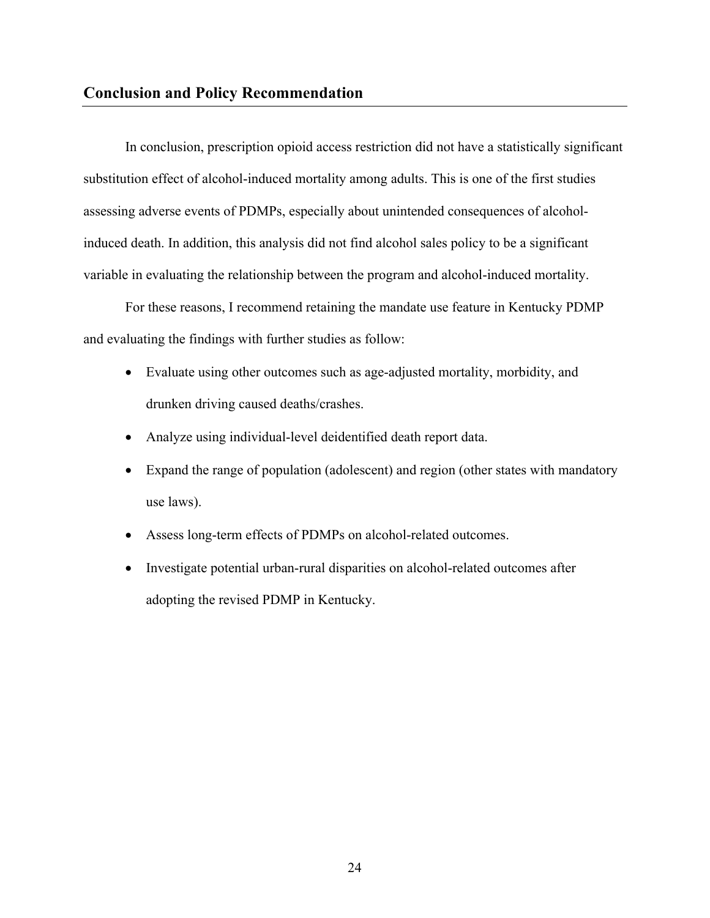## Conclusion and Policy Recommendation

In conclusion, prescription opioid access restriction did not have a statistically significant substitution effect of alcohol-induced mortality among adults. This is one of the first studies assessing adverse events of PDMPs, especially about unintended consequences of alcohol-induced death. In addition, this analysis did not find alcohol sales policy to be a significant variable in evaluating the relationship between the program and alcohol-induced mortality.

For these reasons, I recommend retaining the mandate use feature in Kentucky PDMP and evaluating the findings with further studies as follow:

- Evaluate using other outcomes such as age-adjusted mortality, morbidity, and drunken driving caused deaths/crashes.
- Analyze using individual-level deidentified death report data.
- Expand the range of population (adolescent) and region (other states with mandatory use laws).
- Assess long-term effects of PDMPs on alcohol-related outcomes.
- Investigate potential urban-rural disparities on alcohol-related outcomes after adopting the revised PDMP in Kentucky.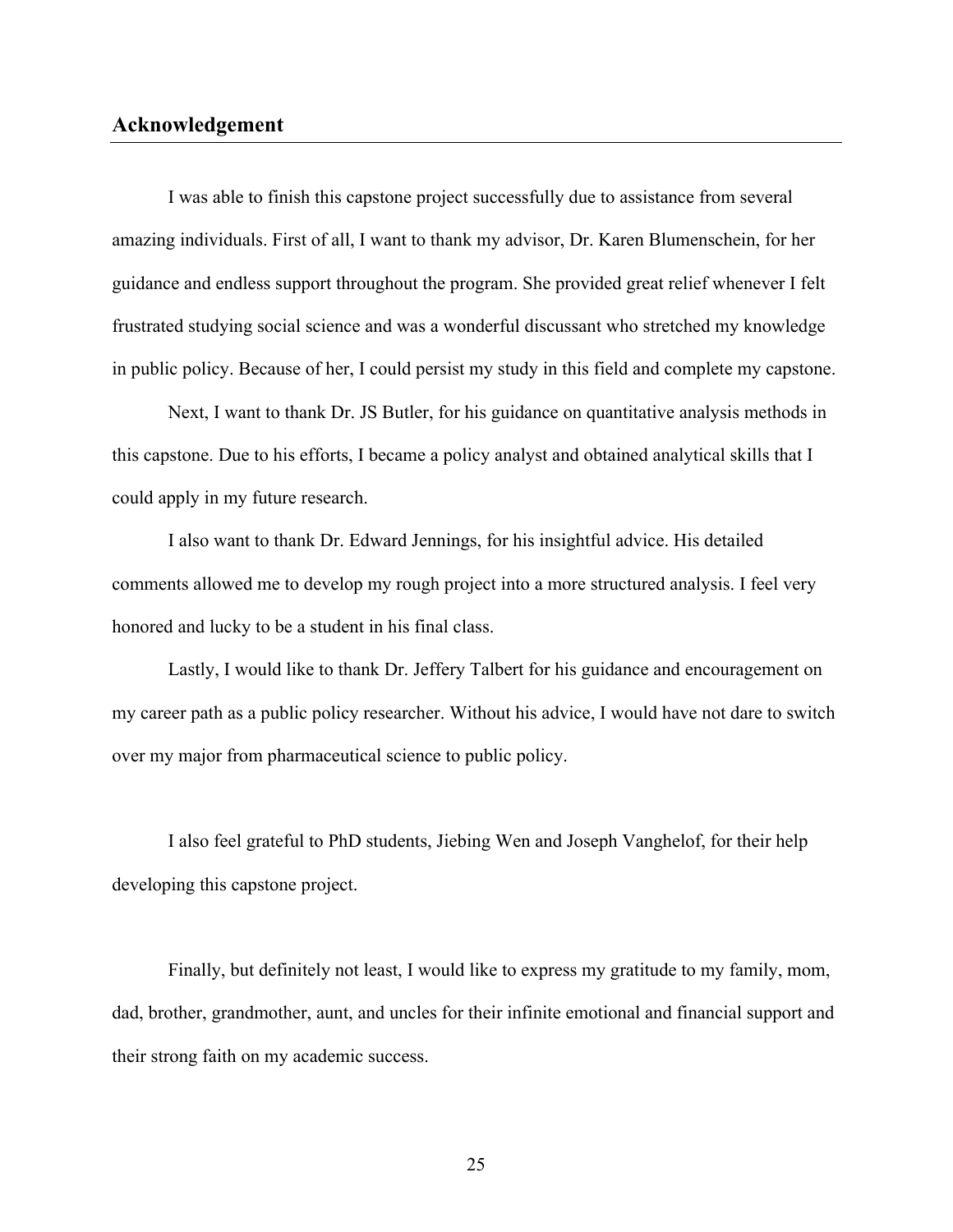## Acknowledgement

I was able to finish this capstone project successfully due to assistance from several amazing individuals. First of all, I want to thank my advisor, Dr. Karen Blumenschein, for her guidance and endless support throughout the program. She provided great relief whenever I felt frustrated studying social science and was a wonderful discussant who stretched my knowledge in public policy. Because of her, I could persist my study in this field and complete my capstone.

Next, I want to thank Dr. JS Butler, for his guidance on quantitative analysis methods in this capstone. Due to his efforts, I became a policy analyst and obtained analytical skills that I could apply in my future research.

I also want to thank Dr. Edward Jennings, for his insightful advice. His detailed comments allowed me to develop my rough project into a more structured analysis. I feel very honored and lucky to be a student in his final class.

Lastly, I would like to thank Dr. Jeffery Talbert for his guidance and encouragement on my career path as a public policy researcher. Without his advice, I would have not dare to switch over my major from pharmaceutical science to public policy.

I also feel grateful to PhD students, Jiebing Wen and Joseph Vanghelof, for their help developing this capstone project.

Finally, but definitely not least, I would like to express my gratitude to my family, mom, dad, brother, grandmother, aunt, and uncles for their infinite emotional and financial support and their strong faith on my academic success.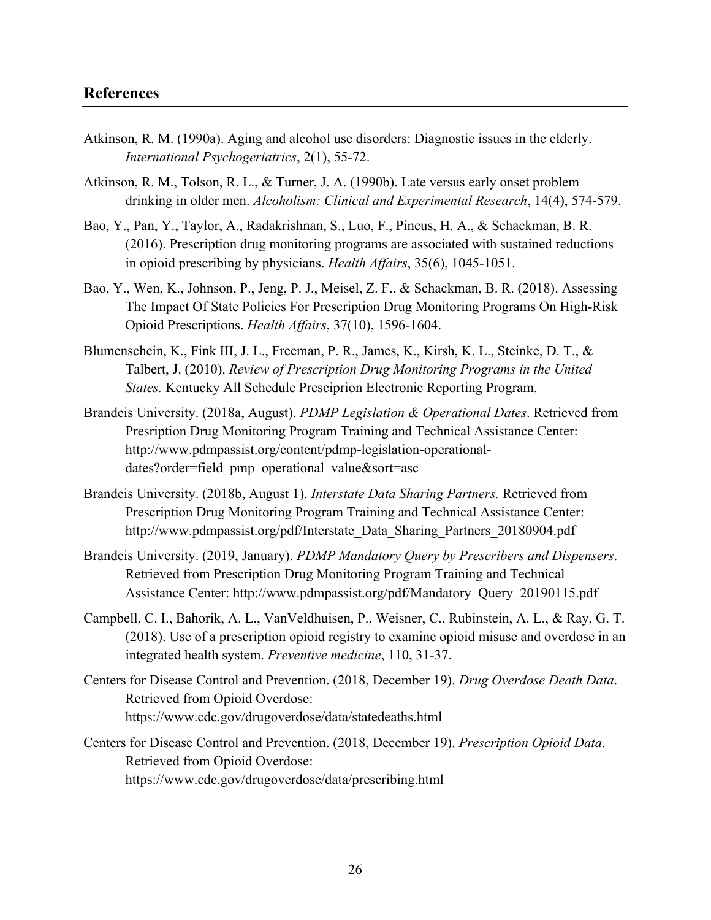## References

Atkinson, R. M. (1990a). Aging and alcohol use disorders: Diagnostic issues in the elderly. *International Psychogeriatrics*, 2(1), 55-72.

Atkinson, R. M., Tolson, R. L., & Turner, J. A. (1990b). Late versus early onset problem drinking in older men. *Alcoholism: Clinical and Experimental Research*, 14(4), 574-579.

Bao, Y., Pan, Y., Taylor, A., Radakrishnan, S., Luo, F., Pincus, H. A., & Schackman, B. R. (2016). Prescription drug monitoring programs are associated with sustained reductions in opioid prescribing by physicians. *Health Affairs*, 35(6), 1045-1051.

Bao, Y., Wen, K., Johnson, P., Jeng, P. J., Meisel, Z. F., & Schackman, B. R. (2018). Assessing The Impact Of State Policies For Prescription Drug Monitoring Programs On High-Risk Opioid Prescriptions. *Health Affairs*, 37(10), 1596-1604.

Blumenschein, K., Fink III, J. L., Freeman, P. R., James, K., Kirsh, K. L., Steinke, D. T., & Talbert, J. (2010). *Review of Prescription Drug Monitoring Programs in the United States.* Kentucky All Schedule Presciprion Electronic Reporting Program.

Brandeis University. (2018a, August). *PDMP Legislation & Operational Dates*. Retrieved from Presription Drug Monitoring Program Training and Technical Assistance Center: http://www.pdmpassist.org/content/pdmp-legislation-operational-dates?order=field_pmp_operational_value&sort=asc

Brandeis University. (2018b, August 1). *Interstate Data Sharing Partners.* Retrieved from Prescription Drug Monitoring Program Training and Technical Assistance Center: http://www.pdmpassist.org/pdf/Interstate_Data_Sharing_Partners_20180904.pdf

Brandeis University. (2019, January). *PDMP Mandatory Query by Prescribers and Dispensers*. Retrieved from Prescription Drug Monitoring Program Training and Technical Assistance Center: http://www.pdmpassist.org/pdf/Mandatory_Query_20190115.pdf

Campbell, C. I., Bahorik, A. L., VanVeldhuisen, P., Weisner, C., Rubinstein, A. L., & Ray, G. T. (2018). Use of a prescription opioid registry to examine opioid misuse and overdose in an integrated health system. *Preventive medicine*, 110, 31-37.

Centers for Disease Control and Prevention. (2018, December 19). *Drug Overdose Death Data*. Retrieved from Opioid Overdose: https://www.cdc.gov/drugoverdose/data/statedeaths.html

Centers for Disease Control and Prevention. (2018, December 19). *Prescription Opioid Data*. Retrieved from Opioid Overdose: https://www.cdc.gov/drugoverdose/data/prescribing.html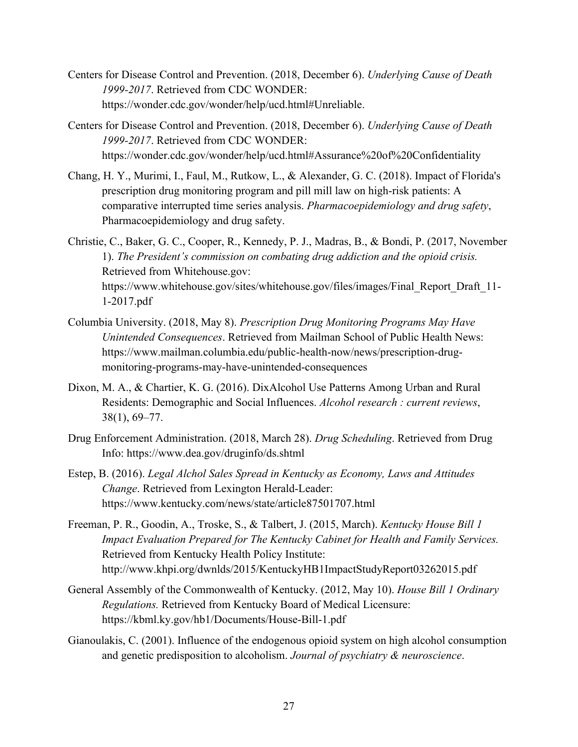Centers for Disease Control and Prevention. (2018, December 6). *Underlying Cause of Death 1999-2017*. Retrieved from CDC WONDER: https://wonder.cdc.gov/wonder/help/ucd.html#Unreliable.

Centers for Disease Control and Prevention. (2018, December 6). *Underlying Cause of Death 1999-2017*. Retrieved from CDC WONDER: https://wonder.cdc.gov/wonder/help/ucd.html#Assurance%20of%20Confidentiality

Chang, H. Y., Murimi, I., Faul, M., Rutkow, L., & Alexander, G. C. (2018). Impact of Florida's prescription drug monitoring program and pill mill law on high-risk patients: A comparative interrupted time series analysis. *Pharmacoepidemiology and drug safety*, Pharmacoepidemiology and drug safety.

Christie, C., Baker, G. C., Cooper, R., Kennedy, P. J., Madras, B., & Bondi, P. (2017, November 1). *The President's commission on combating drug addiction and the opioid crisis.* Retrieved from Whitehouse.gov: https://www.whitehouse.gov/sites/whitehouse.gov/files/images/Final_Report_Draft_11-1-2017.pdf

Columbia University. (2018, May 8). *Prescription Drug Monitoring Programs May Have Unintended Consequences*. Retrieved from Mailman School of Public Health News: https://www.mailman.columbia.edu/public-health-now/news/prescription-drug-monitoring-programs-may-have-unintended-consequences

Dixon, M. A., & Chartier, K. G. (2016). DixAlcohol Use Patterns Among Urban and Rural Residents: Demographic and Social Influences. *Alcohol research : current reviews*, 38(1), 69–77.

Drug Enforcement Administration. (2018, March 28). *Drug Scheduling*. Retrieved from Drug Info: https://www.dea.gov/druginfo/ds.shtml

Estep, B. (2016). *Legal Alchol Sales Spread in Kentucky as Economy, Laws and Attitudes Change*. Retrieved from Lexington Herald-Leader: https://www.kentucky.com/news/state/article87501707.html

Freeman, P. R., Goodin, A., Troske, S., & Talbert, J. (2015, March). *Kentucky House Bill 1 Impact Evaluation Prepared for The Kentucky Cabinet for Health and Family Services.* Retrieved from Kentucky Health Policy Institute: http://www.khpi.org/dwnlds/2015/KentuckyHB1ImpactStudyReport03262015.pdf

General Assembly of the Commonwealth of Kentucky. (2012, May 10). *House Bill 1 Ordinary Regulations.* Retrieved from Kentucky Board of Medical Licensure: https://kbml.ky.gov/hb1/Documents/House-Bill-1.pdf

Gianoulakis, C. (2001). Influence of the endogenous opioid system on high alcohol consumption and genetic predisposition to alcoholism. *Journal of psychiatry & neuroscience*.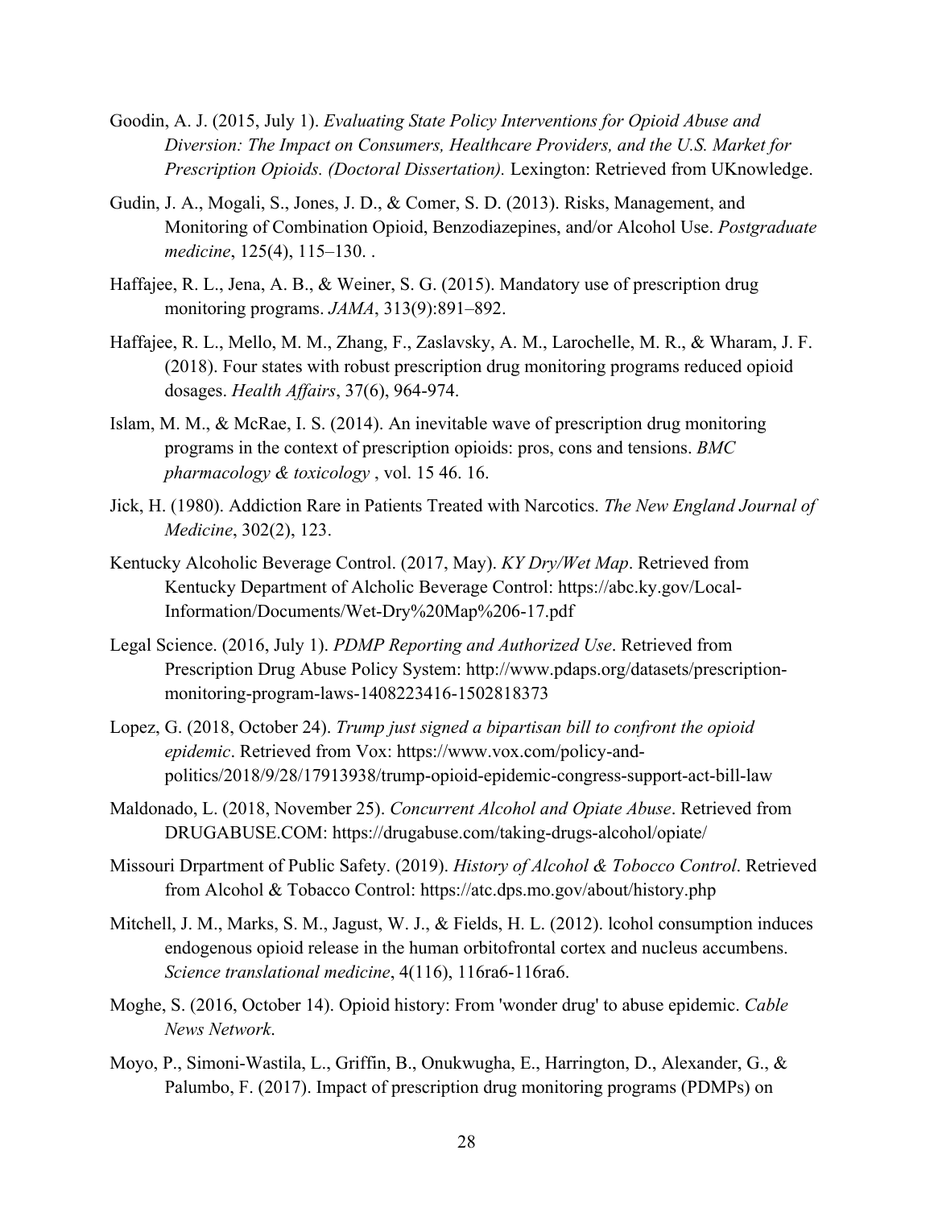Goodin, A. J. (2015, July 1). *Evaluating State Policy Interventions for Opioid Abuse and Diversion: The Impact on Consumers, Healthcare Providers, and the U.S. Market for Prescription Opioids. (Doctoral Dissertation).* Lexington: Retrieved from UKnowledge.

Gudin, J. A., Mogali, S., Jones, J. D., & Comer, S. D. (2013). Risks, Management, and Monitoring of Combination Opioid, Benzodiazepines, and/or Alcohol Use. *Postgraduate medicine*, 125(4), 115–130. .

Haffajee, R. L., Jena, A. B., & Weiner, S. G. (2015). Mandatory use of prescription drug monitoring programs. *JAMA*, 313(9):891–892.

Haffajee, R. L., Mello, M. M., Zhang, F., Zaslavsky, A. M., Larochelle, M. R., & Wharam, J. F. (2018). Four states with robust prescription drug monitoring programs reduced opioid dosages. *Health Affairs*, 37(6), 964-974.

Islam, M. M., & McRae, I. S. (2014). An inevitable wave of prescription drug monitoring programs in the context of prescription opioids: pros, cons and tensions. *BMC pharmacology & toxicology* , vol. 15 46. 16.

Jick, H. (1980). Addiction Rare in Patients Treated with Narcotics. *The New England Journal of Medicine*, 302(2), 123.

Kentucky Alcoholic Beverage Control. (2017, May). *KY Dry/Wet Map*. Retrieved from Kentucky Department of Alcholic Beverage Control: https://abc.ky.gov/Local-Information/Documents/Wet-Dry%20Map%206-17.pdf

Legal Science. (2016, July 1). *PDMP Reporting and Authorized Use*. Retrieved from Prescription Drug Abuse Policy System: http://www.pdaps.org/datasets/prescription-monitoring-program-laws-1408223416-1502818373

Lopez, G. (2018, October 24). *Trump just signed a bipartisan bill to confront the opioid epidemic*. Retrieved from Vox: https://www.vox.com/policy-and-politics/2018/9/28/17913938/trump-opioid-epidemic-congress-support-act-bill-law

Maldonado, L. (2018, November 25). *Concurrent Alcohol and Opiate Abuse*. Retrieved from DRUGABUSE.COM: https://drugabuse.com/taking-drugs-alcohol/opiate/

Missouri Drpartment of Public Safety. (2019). *History of Alcohol & Tobocco Control*. Retrieved from Alcohol & Tobacco Control: https://atc.dps.mo.gov/about/history.php

Mitchell, J. M., Marks, S. M., Jagust, W. J., & Fields, H. L. (2012). lcohol consumption induces endogenous opioid release in the human orbitofrontal cortex and nucleus accumbens. *Science translational medicine*, 4(116), 116ra6-116ra6.

Moghe, S. (2016, October 14). Opioid history: From 'wonder drug' to abuse epidemic. *Cable News Network*.

Moyo, P., Simoni-Wastila, L., Griffin, B., Onukwugha, E., Harrington, D., Alexander, G., & Palumbo, F. (2017). Impact of prescription drug monitoring programs (PDMPs) on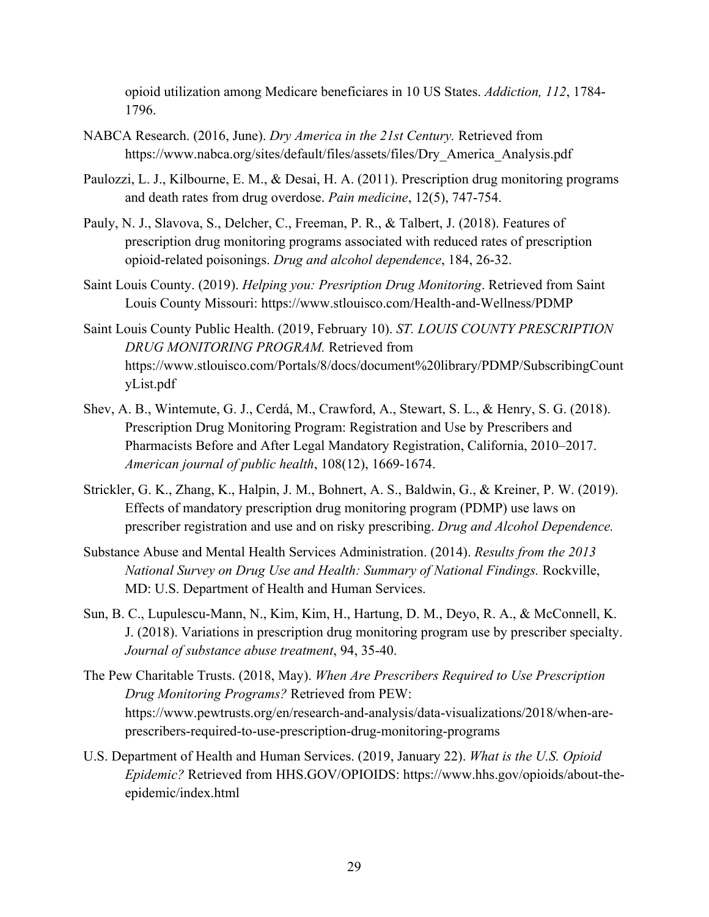opioid utilization among Medicare beneficiares in 10 US States. *Addiction, 112*, 1784-1796.

NABCA Research. (2016, June). *Dry America in the 21st Century.* Retrieved from https://www.nabca.org/sites/default/files/assets/files/Dry_America_Analysis.pdf

Paulozzi, L. J., Kilbourne, E. M., & Desai, H. A. (2011). Prescription drug monitoring programs and death rates from drug overdose. *Pain medicine*, 12(5), 747-754.

Pauly, N. J., Slavova, S., Delcher, C., Freeman, P. R., & Talbert, J. (2018). Features of prescription drug monitoring programs associated with reduced rates of prescription opioid-related poisonings. *Drug and alcohol dependence*, 184, 26-32.

Saint Louis County. (2019). *Helping you: Presription Drug Monitoring*. Retrieved from Saint Louis County Missouri: https://www.stlouisco.com/Health-and-Wellness/PDMP

Saint Louis County Public Health. (2019, February 10). *ST. LOUIS COUNTY PRESCRIPTION DRUG MONITORING PROGRAM.* Retrieved from https://www.stlouisco.com/Portals/8/docs/document%20library/PDMP/SubscribingCountyList.pdf

Shev, A. B., Wintemute, G. J., Cerdá, M., Crawford, A., Stewart, S. L., & Henry, S. G. (2018). Prescription Drug Monitoring Program: Registration and Use by Prescribers and Pharmacists Before and After Legal Mandatory Registration, California, 2010–2017. *American journal of public health*, 108(12), 1669-1674.

Strickler, G. K., Zhang, K., Halpin, J. M., Bohnert, A. S., Baldwin, G., & Kreiner, P. W. (2019). Effects of mandatory prescription drug monitoring program (PDMP) use laws on prescriber registration and use and on risky prescribing. *Drug and Alcohol Dependence.*

Substance Abuse and Mental Health Services Administration. (2014). *Results from the 2013 National Survey on Drug Use and Health: Summary of National Findings.* Rockville, MD: U.S. Department of Health and Human Services.

Sun, B. C., Lupulescu-Mann, N., Kim, Kim, H., Hartung, D. M., Deyo, R. A., & McConnell, K. J. (2018). Variations in prescription drug monitoring program use by prescriber specialty. *Journal of substance abuse treatment*, 94, 35-40.

The Pew Charitable Trusts. (2018, May). *When Are Prescribers Required to Use Prescription Drug Monitoring Programs?* Retrieved from PEW: https://www.pewtrusts.org/en/research-and-analysis/data-visualizations/2018/when-are-prescribers-required-to-use-prescription-drug-monitoring-programs

U.S. Department of Health and Human Services. (2019, January 22). *What is the U.S. Opioid Epidemic?* Retrieved from HHS.GOV/OPIOIDS: https://www.hhs.gov/opioids/about-the-epidemic/index.html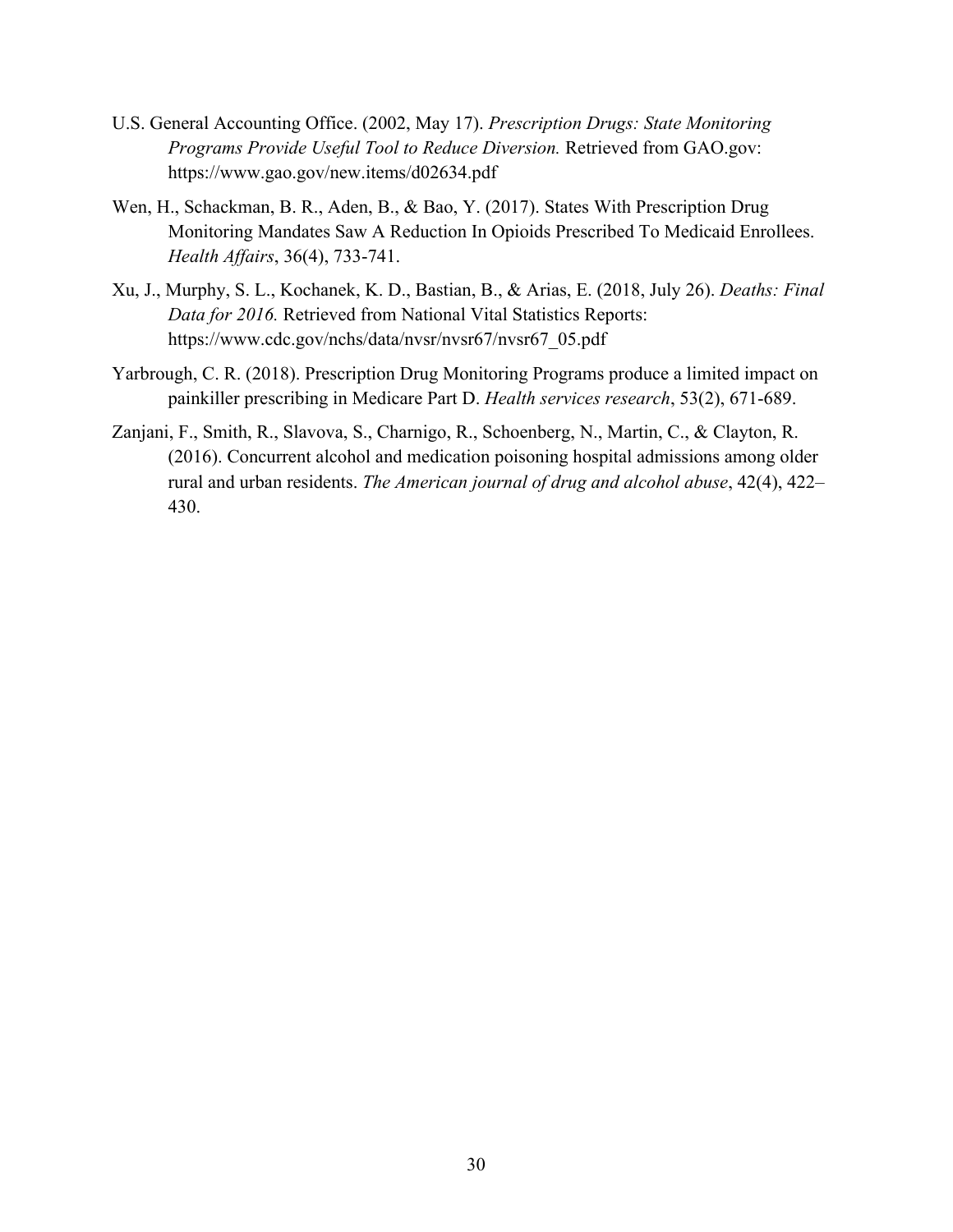U.S. General Accounting Office. (2002, May 17). *Prescription Drugs: State Monitoring Programs Provide Useful Tool to Reduce Diversion.* Retrieved from GAO.gov: https://www.gao.gov/new.items/d02634.pdf

Wen, H., Schackman, B. R., Aden, B., & Bao, Y. (2017). States With Prescription Drug Monitoring Mandates Saw A Reduction In Opioids Prescribed To Medicaid Enrollees. *Health Affairs*, 36(4), 733-741.

Xu, J., Murphy, S. L., Kochanek, K. D., Bastian, B., & Arias, E. (2018, July 26). *Deaths: Final Data for 2016.* Retrieved from National Vital Statistics Reports: https://www.cdc.gov/nchs/data/nvsr/nvsr67/nvsr67_05.pdf

Yarbrough, C. R. (2018). Prescription Drug Monitoring Programs produce a limited impact on painkiller prescribing in Medicare Part D. *Health services research*, 53(2), 671-689.

Zanjani, F., Smith, R., Slavova, S., Charnigo, R., Schoenberg, N., Martin, C., & Clayton, R. (2016). Concurrent alcohol and medication poisoning hospital admissions among older rural and urban residents. *The American journal of drug and alcohol abuse*, 42(4), 422–430.